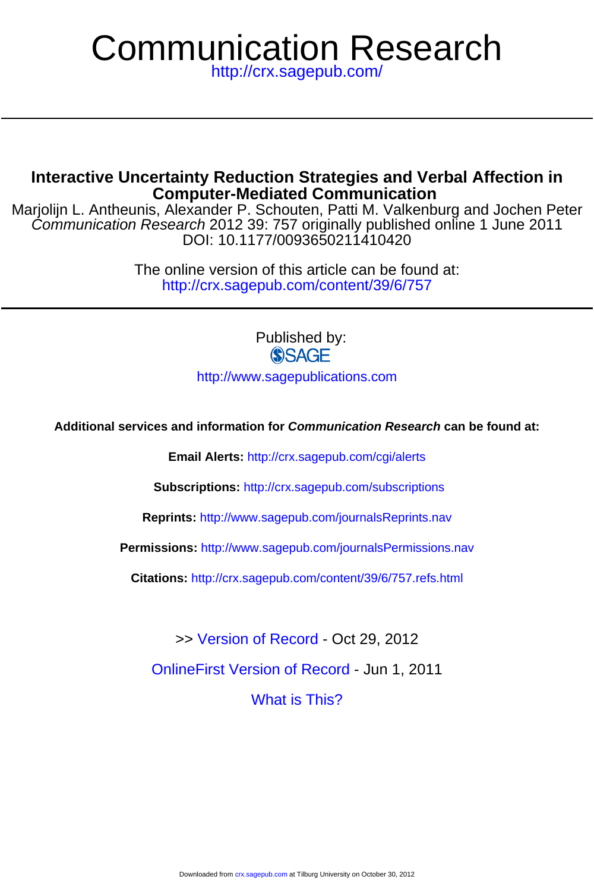# Communication Research

http://crx.sagepub.com/

## Interactive Uncertainty Reduction Strategies and Verbal Affection in Computer-Mediated Communication

Marjolijn L. Antheunis, Alexander P. Schouten, Patti M. Valkenburg and Jochen Peter

*Communication Research* 2012 39: 757 originally published online 1 June 2011

DOI: 10.1177/0093650211410420

The online version of this article can be found at:

http://crx.sagepub.com/content/39/6/757

Published by:

SAGE

http://www.sagepublications.com

**Additional services and information for *Communication Research* can be found at:**

**Email Alerts:** http://crx.sagepub.com/cgi/alerts

**Subscriptions:** http://crx.sagepub.com/subscriptions

**Reprints:** http://www.sagepub.com/journalsReprints.nav

**Permissions:** http://www.sagepub.com/journalsPermissions.nav

**Citations:** http://crx.sagepub.com/content/39/6/757.refs.html

>> Version of Record - Oct 29, 2012

OnlineFirst Version of Record - Jun 1, 2011

What is This?

Downloaded from crx.sagepub.com at Tilburg University on October 30, 2012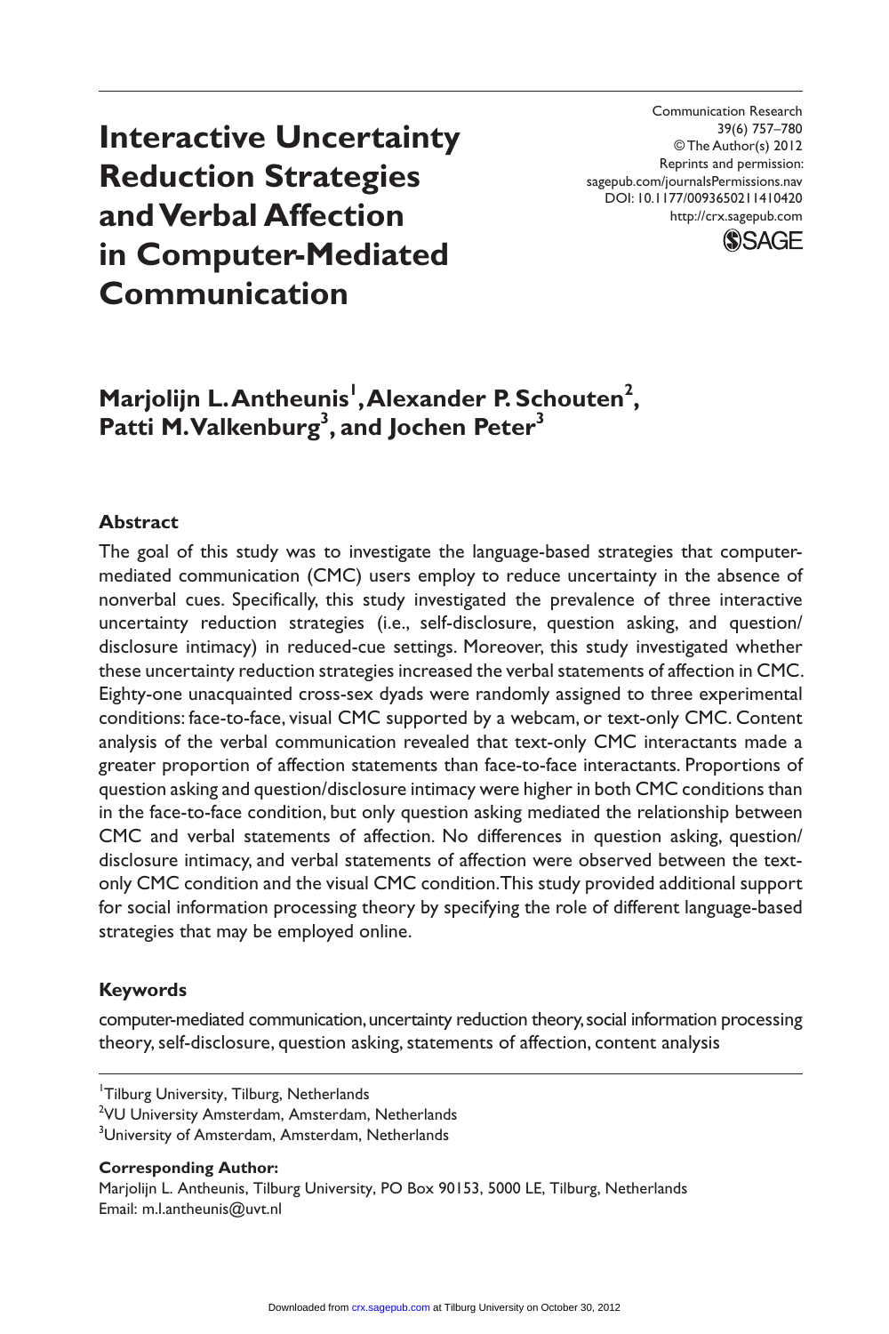# Interactive Uncertainty Reduction Strategies and Verbal Affection in Computer-Mediated Communication

**Marjolijn L. Antheunis[1], Alexander P. Schouten[2], Patti M. Valkenburg[3], and Jochen Peter[3]**

## Abstract

The goal of this study was to investigate the language-based strategies that computer-mediated communication (CMC) users employ to reduce uncertainty in the absence of nonverbal cues. Specifically, this study investigated the prevalence of three interactive uncertainty reduction strategies (i.e., self-disclosure, question asking, and question/disclosure intimacy) in reduced-cue settings. Moreover, this study investigated whether these uncertainty reduction strategies increased the verbal statements of affection in CMC. Eighty-one unacquainted cross-sex dyads were randomly assigned to three experimental conditions: face-to-face, visual CMC supported by a webcam, or text-only CMC. Content analysis of the verbal communication revealed that text-only CMC interactants made a greater proportion of affection statements than face-to-face interactants. Proportions of question asking and question/disclosure intimacy were higher in both CMC conditions than in the face-to-face condition, but only question asking mediated the relationship between CMC and verbal statements of affection. No differences in question asking, question/disclosure intimacy, and verbal statements of affection were observed between the text-only CMC condition and the visual CMC condition. This study provided additional support for social information processing theory by specifying the role of different language-based strategies that may be employed online.

## Keywords

computer-mediated communication, uncertainty reduction theory, social information processing theory, self-disclosure, question asking, statements of affection, content analysis

[1]Tilburg University, Tilburg, Netherlands
[2]VU University Amsterdam, Amsterdam, Netherlands
[3]University of Amsterdam, Amsterdam, Netherlands

**Corresponding Author:**
Marjolijn L. Antheunis, Tilburg University, PO Box 90153, 5000 LE, Tilburg, Netherlands
Email: m.l.antheunis@uvt.nl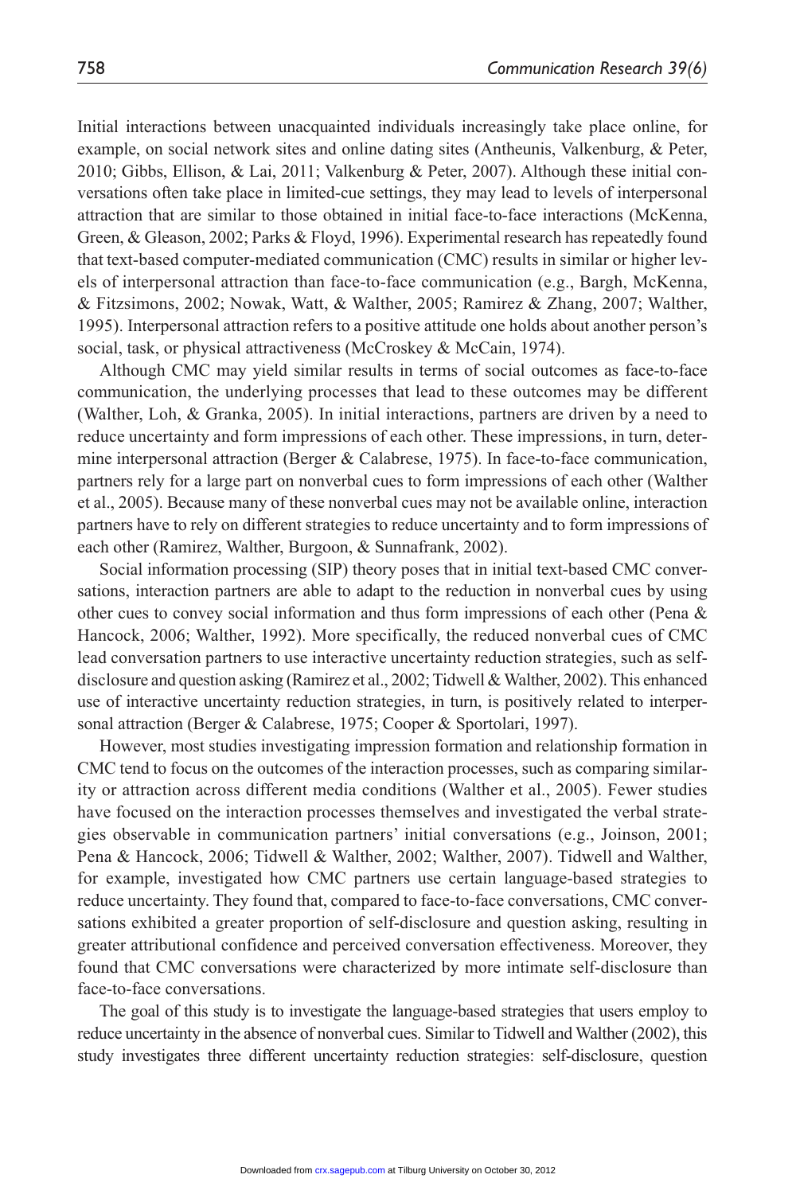Initial interactions between unacquainted individuals increasingly take place online, for example, on social network sites and online dating sites (Antheunis, Valkenburg, & Peter, 2010; Gibbs, Ellison, & Lai, 2011; Valkenburg & Peter, 2007). Although these initial conversations often take place in limited-cue settings, they may lead to levels of interpersonal attraction that are similar to those obtained in initial face-to-face interactions (McKenna, Green, & Gleason, 2002; Parks & Floyd, 1996). Experimental research has repeatedly found that text-based computer-mediated communication (CMC) results in similar or higher levels of interpersonal attraction than face-to-face communication (e.g., Bargh, McKenna, & Fitzsimons, 2002; Nowak, Watt, & Walther, 2005; Ramirez & Zhang, 2007; Walther, 1995). Interpersonal attraction refers to a positive attitude one holds about another person's social, task, or physical attractiveness (McCroskey & McCain, 1974).

Although CMC may yield similar results in terms of social outcomes as face-to-face communication, the underlying processes that lead to these outcomes may be different (Walther, Loh, & Granka, 2005). In initial interactions, partners are driven by a need to reduce uncertainty and form impressions of each other. These impressions, in turn, determine interpersonal attraction (Berger & Calabrese, 1975). In face-to-face communication, partners rely for a large part on nonverbal cues to form impressions of each other (Walther et al., 2005). Because many of these nonverbal cues may not be available online, interaction partners have to rely on different strategies to reduce uncertainty and to form impressions of each other (Ramirez, Walther, Burgoon, & Sunnafrank, 2002).

Social information processing (SIP) theory poses that in initial text-based CMC conversations, interaction partners are able to adapt to the reduction in nonverbal cues by using other cues to convey social information and thus form impressions of each other (Pena & Hancock, 2006; Walther, 1992). More specifically, the reduced nonverbal cues of CMC lead conversation partners to use interactive uncertainty reduction strategies, such as self-disclosure and question asking (Ramirez et al., 2002; Tidwell & Walther, 2002). This enhanced use of interactive uncertainty reduction strategies, in turn, is positively related to interpersonal attraction (Berger & Calabrese, 1975; Cooper & Sportolari, 1997).

However, most studies investigating impression formation and relationship formation in CMC tend to focus on the outcomes of the interaction processes, such as comparing similarity or attraction across different media conditions (Walther et al., 2005). Fewer studies have focused on the interaction processes themselves and investigated the verbal strategies observable in communication partners' initial conversations (e.g., Joinson, 2001; Pena & Hancock, 2006; Tidwell & Walther, 2002; Walther, 2007). Tidwell and Walther, for example, investigated how CMC partners use certain language-based strategies to reduce uncertainty. They found that, compared to face-to-face conversations, CMC conversations exhibited a greater proportion of self-disclosure and question asking, resulting in greater attributional confidence and perceived conversation effectiveness. Moreover, they found that CMC conversations were characterized by more intimate self-disclosure than face-to-face conversations.

The goal of this study is to investigate the language-based strategies that users employ to reduce uncertainty in the absence of nonverbal cues. Similar to Tidwell and Walther (2002), this study investigates three different uncertainty reduction strategies: self-disclosure, question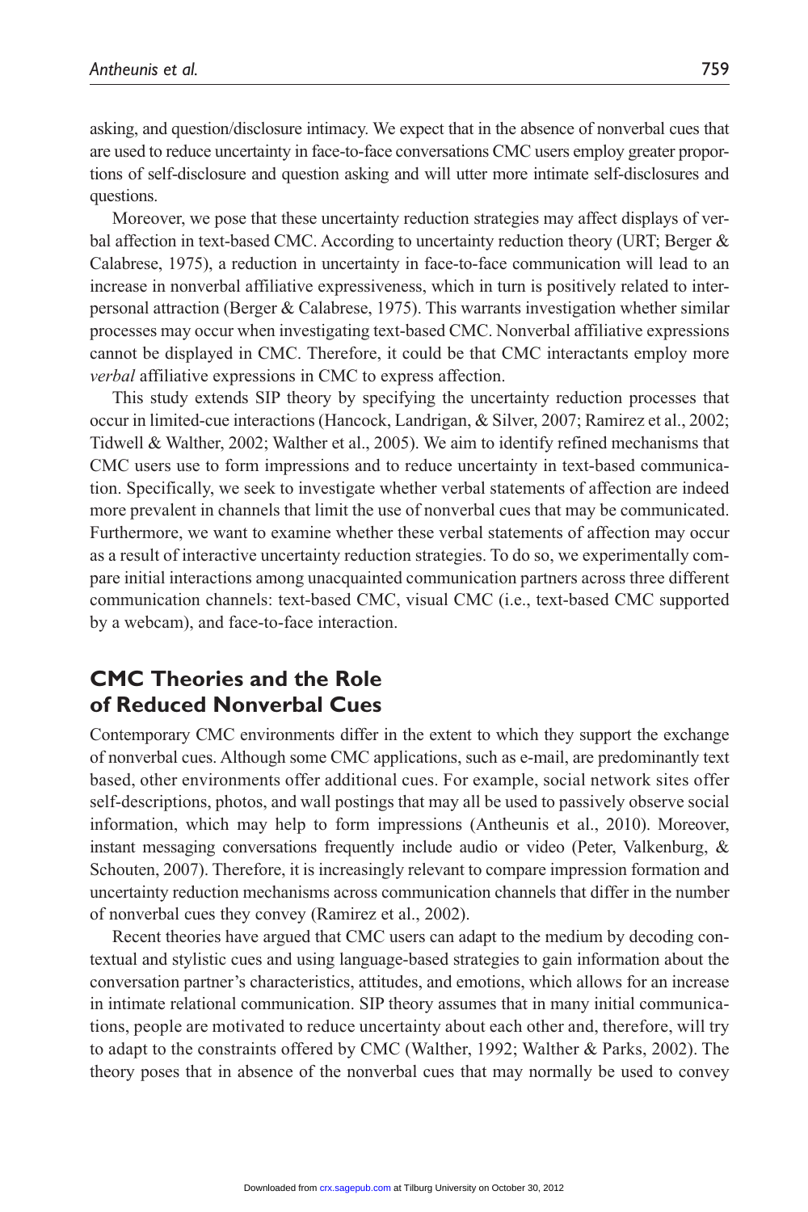asking, and question/disclosure intimacy. We expect that in the absence of nonverbal cues that are used to reduce uncertainty in face-to-face conversations CMC users employ greater proportions of self-disclosure and question asking and will utter more intimate self-disclosures and questions.

Moreover, we pose that these uncertainty reduction strategies may affect displays of verbal affection in text-based CMC. According to uncertainty reduction theory (URT; Berger & Calabrese, 1975), a reduction in uncertainty in face-to-face communication will lead to an increase in nonverbal affiliative expressiveness, which in turn is positively related to interpersonal attraction (Berger & Calabrese, 1975). This warrants investigation whether similar processes may occur when investigating text-based CMC. Nonverbal affiliative expressions cannot be displayed in CMC. Therefore, it could be that CMC interactants employ more *verbal* affiliative expressions in CMC to express affection.

This study extends SIP theory by specifying the uncertainty reduction processes that occur in limited-cue interactions (Hancock, Landrigan, & Silver, 2007; Ramirez et al., 2002; Tidwell & Walther, 2002; Walther et al., 2005). We aim to identify refined mechanisms that CMC users use to form impressions and to reduce uncertainty in text-based communication. Specifically, we seek to investigate whether verbal statements of affection are indeed more prevalent in channels that limit the use of nonverbal cues that may be communicated. Furthermore, we want to examine whether these verbal statements of affection may occur as a result of interactive uncertainty reduction strategies. To do so, we experimentally compare initial interactions among unacquainted communication partners across three different communication channels: text-based CMC, visual CMC (i.e., text-based CMC supported by a webcam), and face-to-face interaction.

## CMC Theories and the Role of Reduced Nonverbal Cues

Contemporary CMC environments differ in the extent to which they support the exchange of nonverbal cues. Although some CMC applications, such as e-mail, are predominantly text based, other environments offer additional cues. For example, social network sites offer self-descriptions, photos, and wall postings that may all be used to passively observe social information, which may help to form impressions (Antheunis et al., 2010). Moreover, instant messaging conversations frequently include audio or video (Peter, Valkenburg, & Schouten, 2007). Therefore, it is increasingly relevant to compare impression formation and uncertainty reduction mechanisms across communication channels that differ in the number of nonverbal cues they convey (Ramirez et al., 2002).

Recent theories have argued that CMC users can adapt to the medium by decoding contextual and stylistic cues and using language-based strategies to gain information about the conversation partner's characteristics, attitudes, and emotions, which allows for an increase in intimate relational communication. SIP theory assumes that in many initial communications, people are motivated to reduce uncertainty about each other and, therefore, will try to adapt to the constraints offered by CMC (Walther, 1992; Walther & Parks, 2002). The theory poses that in absence of the nonverbal cues that may normally be used to convey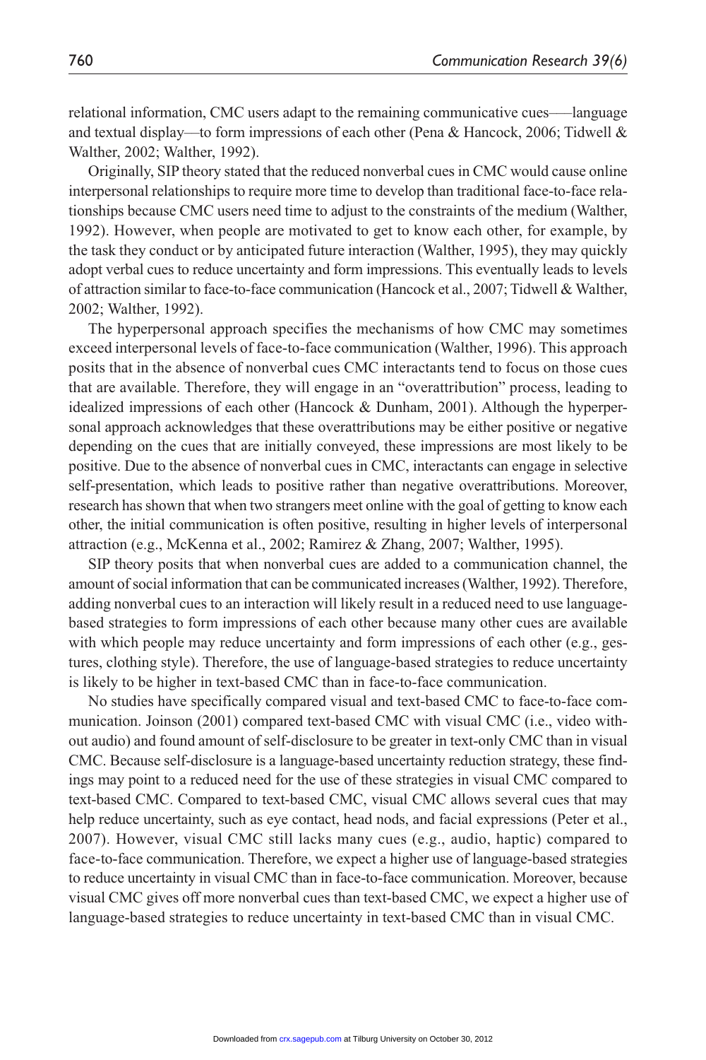relational information, CMC users adapt to the remaining communicative cues—–language and textual display—to form impressions of each other (Pena & Hancock, 2006; Tidwell & Walther, 2002; Walther, 1992).

Originally, SIP theory stated that the reduced nonverbal cues in CMC would cause online interpersonal relationships to require more time to develop than traditional face-to-face relationships because CMC users need time to adjust to the constraints of the medium (Walther, 1992). However, when people are motivated to get to know each other, for example, by the task they conduct or by anticipated future interaction (Walther, 1995), they may quickly adopt verbal cues to reduce uncertainty and form impressions. This eventually leads to levels of attraction similar to face-to-face communication (Hancock et al., 2007; Tidwell & Walther, 2002; Walther, 1992).

The hyperpersonal approach specifies the mechanisms of how CMC may sometimes exceed interpersonal levels of face-to-face communication (Walther, 1996). This approach posits that in the absence of nonverbal cues CMC interactants tend to focus on those cues that are available. Therefore, they will engage in an "overattribution" process, leading to idealized impressions of each other (Hancock & Dunham, 2001). Although the hyperpersonal approach acknowledges that these overattributions may be either positive or negative depending on the cues that are initially conveyed, these impressions are most likely to be positive. Due to the absence of nonverbal cues in CMC, interactants can engage in selective self-presentation, which leads to positive rather than negative overattributions. Moreover, research has shown that when two strangers meet online with the goal of getting to know each other, the initial communication is often positive, resulting in higher levels of interpersonal attraction (e.g., McKenna et al., 2002; Ramirez & Zhang, 2007; Walther, 1995).

SIP theory posits that when nonverbal cues are added to a communication channel, the amount of social information that can be communicated increases (Walther, 1992). Therefore, adding nonverbal cues to an interaction will likely result in a reduced need to use language-based strategies to form impressions of each other because many other cues are available with which people may reduce uncertainty and form impressions of each other (e.g., gestures, clothing style). Therefore, the use of language-based strategies to reduce uncertainty is likely to be higher in text-based CMC than in face-to-face communication.

No studies have specifically compared visual and text-based CMC to face-to-face communication. Joinson (2001) compared text-based CMC with visual CMC (i.e., video without audio) and found amount of self-disclosure to be greater in text-only CMC than in visual CMC. Because self-disclosure is a language-based uncertainty reduction strategy, these findings may point to a reduced need for the use of these strategies in visual CMC compared to text-based CMC. Compared to text-based CMC, visual CMC allows several cues that may help reduce uncertainty, such as eye contact, head nods, and facial expressions (Peter et al., 2007). However, visual CMC still lacks many cues (e.g., audio, haptic) compared to face-to-face communication. Therefore, we expect a higher use of language-based strategies to reduce uncertainty in visual CMC than in face-to-face communication. Moreover, because visual CMC gives off more nonverbal cues than text-based CMC, we expect a higher use of language-based strategies to reduce uncertainty in text-based CMC than in visual CMC.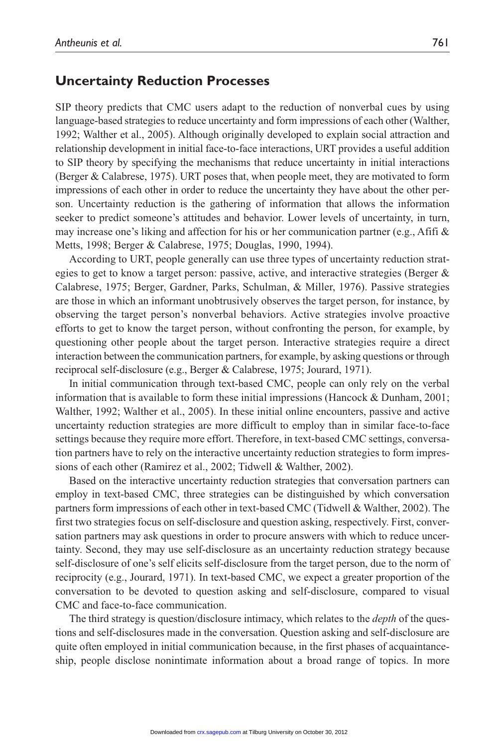## Uncertainty Reduction Processes

SIP theory predicts that CMC users adapt to the reduction of nonverbal cues by using language-based strategies to reduce uncertainty and form impressions of each other (Walther, 1992; Walther et al., 2005). Although originally developed to explain social attraction and relationship development in initial face-to-face interactions, URT provides a useful addition to SIP theory by specifying the mechanisms that reduce uncertainty in initial interactions (Berger & Calabrese, 1975). URT poses that, when people meet, they are motivated to form impressions of each other in order to reduce the uncertainty they have about the other person. Uncertainty reduction is the gathering of information that allows the information seeker to predict someone's attitudes and behavior. Lower levels of uncertainty, in turn, may increase one's liking and affection for his or her communication partner (e.g., Afifi & Metts, 1998; Berger & Calabrese, 1975; Douglas, 1990, 1994).

According to URT, people generally can use three types of uncertainty reduction strategies to get to know a target person: passive, active, and interactive strategies (Berger & Calabrese, 1975; Berger, Gardner, Parks, Schulman, & Miller, 1976). Passive strategies are those in which an informant unobtrusively observes the target person, for instance, by observing the target person's nonverbal behaviors. Active strategies involve proactive efforts to get to know the target person, without confronting the person, for example, by questioning other people about the target person. Interactive strategies require a direct interaction between the communication partners, for example, by asking questions or through reciprocal self-disclosure (e.g., Berger & Calabrese, 1975; Jourard, 1971).

In initial communication through text-based CMC, people can only rely on the verbal information that is available to form these initial impressions (Hancock & Dunham, 2001; Walther, 1992; Walther et al., 2005). In these initial online encounters, passive and active uncertainty reduction strategies are more difficult to employ than in similar face-to-face settings because they require more effort. Therefore, in text-based CMC settings, conversation partners have to rely on the interactive uncertainty reduction strategies to form impressions of each other (Ramirez et al., 2002; Tidwell & Walther, 2002).

Based on the interactive uncertainty reduction strategies that conversation partners can employ in text-based CMC, three strategies can be distinguished by which conversation partners form impressions of each other in text-based CMC (Tidwell & Walther, 2002). The first two strategies focus on self-disclosure and question asking, respectively. First, conversation partners may ask questions in order to procure answers with which to reduce uncertainty. Second, they may use self-disclosure as an uncertainty reduction strategy because self-disclosure of one's self elicits self-disclosure from the target person, due to the norm of reciprocity (e.g., Jourard, 1971). In text-based CMC, we expect a greater proportion of the conversation to be devoted to question asking and self-disclosure, compared to visual CMC and face-to-face communication.

The third strategy is question/disclosure intimacy, which relates to the *depth* of the questions and self-disclosures made in the conversation. Question asking and self-disclosure are quite often employed in initial communication because, in the first phases of acquaintanceship, people disclose nonintimate information about a broad range of topics. In more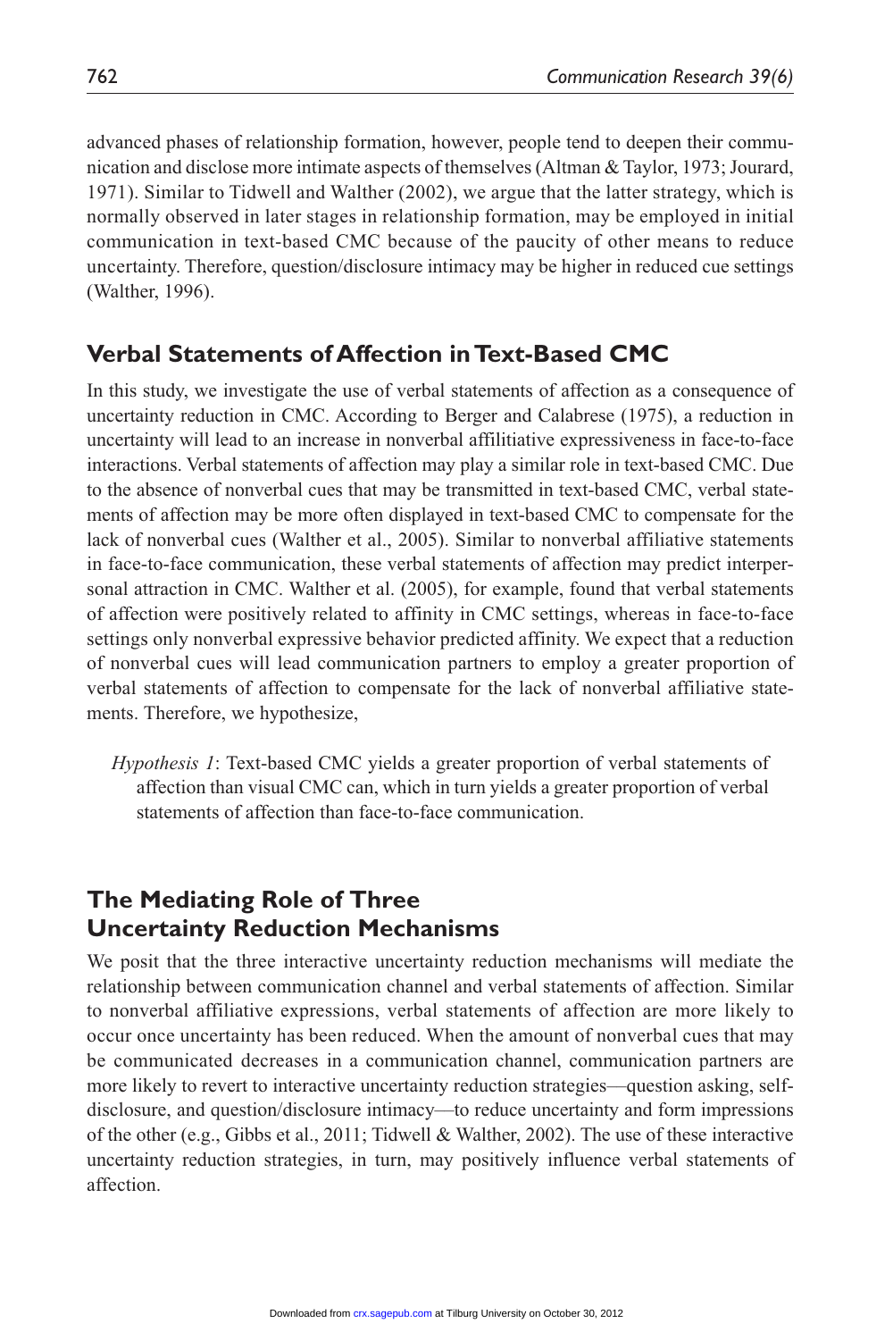advanced phases of relationship formation, however, people tend to deepen their communication and disclose more intimate aspects of themselves (Altman & Taylor, 1973; Jourard, 1971). Similar to Tidwell and Walther (2002), we argue that the latter strategy, which is normally observed in later stages in relationship formation, may be employed in initial communication in text-based CMC because of the paucity of other means to reduce uncertainty. Therefore, question/disclosure intimacy may be higher in reduced cue settings (Walther, 1996).

## Verbal Statements of Affection in Text-Based CMC

In this study, we investigate the use of verbal statements of affection as a consequence of uncertainty reduction in CMC. According to Berger and Calabrese (1975), a reduction in uncertainty will lead to an increase in nonverbal affilitiative expressiveness in face-to-face interactions. Verbal statements of affection may play a similar role in text-based CMC. Due to the absence of nonverbal cues that may be transmitted in text-based CMC, verbal statements of affection may be more often displayed in text-based CMC to compensate for the lack of nonverbal cues (Walther et al., 2005). Similar to nonverbal affiliative statements in face-to-face communication, these verbal statements of affection may predict interpersonal attraction in CMC. Walther et al. (2005), for example, found that verbal statements of affection were positively related to affinity in CMC settings, whereas in face-to-face settings only nonverbal expressive behavior predicted affinity. We expect that a reduction of nonverbal cues will lead communication partners to employ a greater proportion of verbal statements of affection to compensate for the lack of nonverbal affiliative statements. Therefore, we hypothesize,

> *Hypothesis 1*: Text-based CMC yields a greater proportion of verbal statements of affection than visual CMC can, which in turn yields a greater proportion of verbal statements of affection than face-to-face communication.

## The Mediating Role of Three Uncertainty Reduction Mechanisms

We posit that the three interactive uncertainty reduction mechanisms will mediate the relationship between communication channel and verbal statements of affection. Similar to nonverbal affiliative expressions, verbal statements of affection are more likely to occur once uncertainty has been reduced. When the amount of nonverbal cues that may be communicated decreases in a communication channel, communication partners are more likely to revert to interactive uncertainty reduction strategies—question asking, self-disclosure, and question/disclosure intimacy—to reduce uncertainty and form impressions of the other (e.g., Gibbs et al., 2011; Tidwell & Walther, 2002). The use of these interactive uncertainty reduction strategies, in turn, may positively influence verbal statements of affection.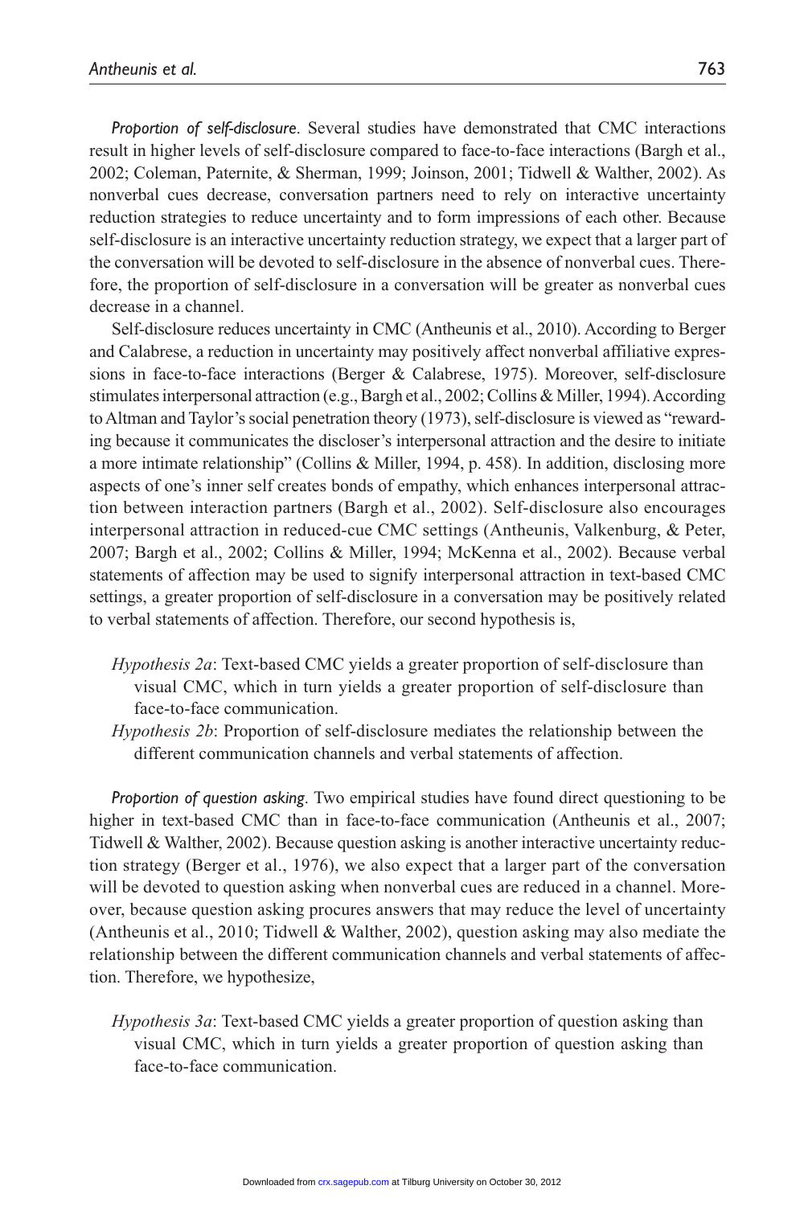*Proportion of self-disclosure*. Several studies have demonstrated that CMC interactions result in higher levels of self-disclosure compared to face-to-face interactions (Bargh et al., 2002; Coleman, Paternite, & Sherman, 1999; Joinson, 2001; Tidwell & Walther, 2002). As nonverbal cues decrease, conversation partners need to rely on interactive uncertainty reduction strategies to reduce uncertainty and to form impressions of each other. Because self-disclosure is an interactive uncertainty reduction strategy, we expect that a larger part of the conversation will be devoted to self-disclosure in the absence of nonverbal cues. Therefore, the proportion of self-disclosure in a conversation will be greater as nonverbal cues decrease in a channel.

Self-disclosure reduces uncertainty in CMC (Antheunis et al., 2010). According to Berger and Calabrese, a reduction in uncertainty may positively affect nonverbal affiliative expressions in face-to-face interactions (Berger & Calabrese, 1975). Moreover, self-disclosure stimulates interpersonal attraction (e.g., Bargh et al., 2002; Collins & Miller, 1994). According to Altman and Taylor's social penetration theory (1973), self-disclosure is viewed as "rewarding because it communicates the discloser's interpersonal attraction and the desire to initiate a more intimate relationship" (Collins & Miller, 1994, p. 458). In addition, disclosing more aspects of one's inner self creates bonds of empathy, which enhances interpersonal attraction between interaction partners (Bargh et al., 2002). Self-disclosure also encourages interpersonal attraction in reduced-cue CMC settings (Antheunis, Valkenburg, & Peter, 2007; Bargh et al., 2002; Collins & Miller, 1994; McKenna et al., 2002). Because verbal statements of affection may be used to signify interpersonal attraction in text-based CMC settings, a greater proportion of self-disclosure in a conversation may be positively related to verbal statements of affection. Therefore, our second hypothesis is,

*Hypothesis 2a*: Text-based CMC yields a greater proportion of self-disclosure than visual CMC, which in turn yields a greater proportion of self-disclosure than face-to-face communication.

*Hypothesis 2b*: Proportion of self-disclosure mediates the relationship between the different communication channels and verbal statements of affection.

*Proportion of question asking*. Two empirical studies have found direct questioning to be higher in text-based CMC than in face-to-face communication (Antheunis et al., 2007; Tidwell & Walther, 2002). Because question asking is another interactive uncertainty reduction strategy (Berger et al., 1976), we also expect that a larger part of the conversation will be devoted to question asking when nonverbal cues are reduced in a channel. Moreover, because question asking procures answers that may reduce the level of uncertainty (Antheunis et al., 2010; Tidwell & Walther, 2002), question asking may also mediate the relationship between the different communication channels and verbal statements of affection. Therefore, we hypothesize,

*Hypothesis 3a*: Text-based CMC yields a greater proportion of question asking than visual CMC, which in turn yields a greater proportion of question asking than face-to-face communication.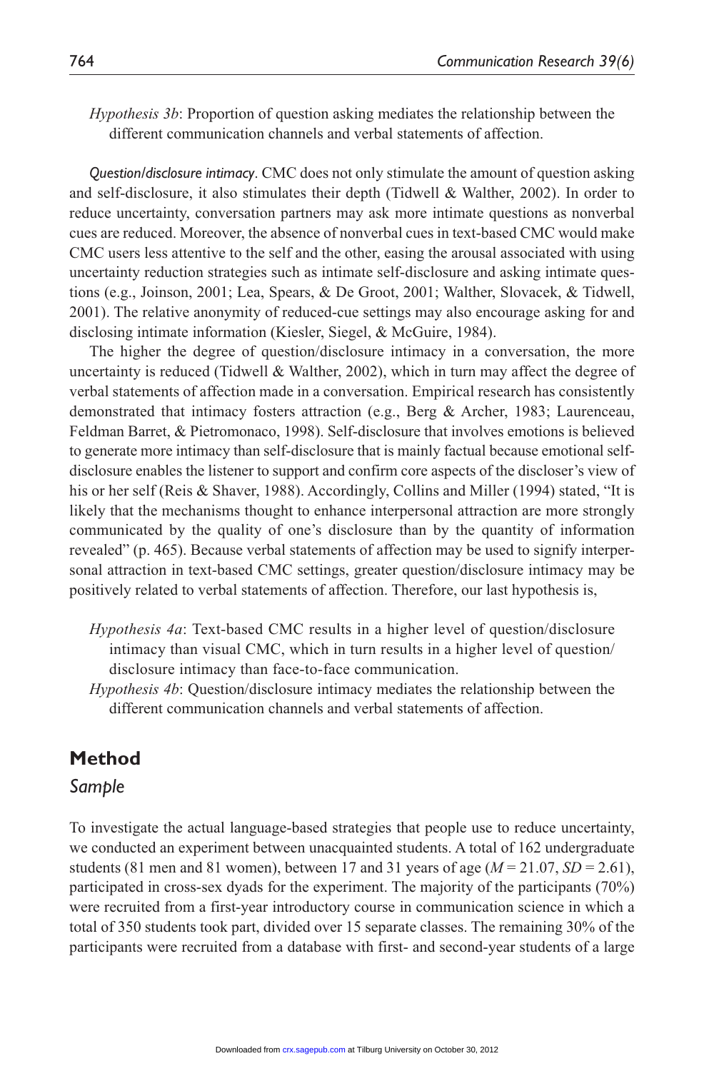*Hypothesis 3b*: Proportion of question asking mediates the relationship between the different communication channels and verbal statements of affection.

*Question/disclosure intimacy*. CMC does not only stimulate the amount of question asking and self-disclosure, it also stimulates their depth (Tidwell & Walther, 2002). In order to reduce uncertainty, conversation partners may ask more intimate questions as nonverbal cues are reduced. Moreover, the absence of nonverbal cues in text-based CMC would make CMC users less attentive to the self and the other, easing the arousal associated with using uncertainty reduction strategies such as intimate self-disclosure and asking intimate questions (e.g., Joinson, 2001; Lea, Spears, & De Groot, 2001; Walther, Slovacek, & Tidwell, 2001). The relative anonymity of reduced-cue settings may also encourage asking for and disclosing intimate information (Kiesler, Siegel, & McGuire, 1984).

The higher the degree of question/disclosure intimacy in a conversation, the more uncertainty is reduced (Tidwell & Walther, 2002), which in turn may affect the degree of verbal statements of affection made in a conversation. Empirical research has consistently demonstrated that intimacy fosters attraction (e.g., Berg & Archer, 1983; Laurenceau, Feldman Barret, & Pietromonaco, 1998). Self-disclosure that involves emotions is believed to generate more intimacy than self-disclosure that is mainly factual because emotional self-disclosure enables the listener to support and confirm core aspects of the discloser's view of his or her self (Reis & Shaver, 1988). Accordingly, Collins and Miller (1994) stated, "It is likely that the mechanisms thought to enhance interpersonal attraction are more strongly communicated by the quality of one's disclosure than by the quantity of information revealed" (p. 465). Because verbal statements of affection may be used to signify interpersonal attraction in text-based CMC settings, greater question/disclosure intimacy may be positively related to verbal statements of affection. Therefore, our last hypothesis is,

*Hypothesis 4a*: Text-based CMC results in a higher level of question/disclosure intimacy than visual CMC, which in turn results in a higher level of question/disclosure intimacy than face-to-face communication.

*Hypothesis 4b*: Question/disclosure intimacy mediates the relationship between the different communication channels and verbal statements of affection.

## Method

### Sample

To investigate the actual language-based strategies that people use to reduce uncertainty, we conducted an experiment between unacquainted students. A total of 162 undergraduate students (81 men and 81 women), between 17 and 31 years of age ($M = 21.07$, $SD = 2.61$), participated in cross-sex dyads for the experiment. The majority of the participants (70%) were recruited from a first-year introductory course in communication science in which a total of 350 students took part, divided over 15 separate classes. The remaining 30% of the participants were recruited from a database with first- and second-year students of a large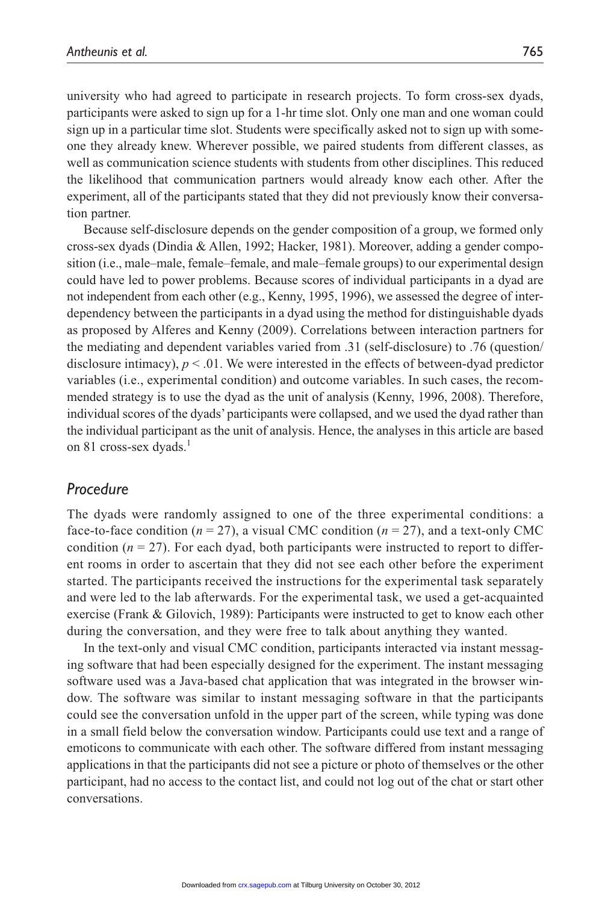university who had agreed to participate in research projects. To form cross-sex dyads, participants were asked to sign up for a 1-hr time slot. Only one man and one woman could sign up in a particular time slot. Students were specifically asked not to sign up with someone they already knew. Wherever possible, we paired students from different classes, as well as communication science students with students from other disciplines. This reduced the likelihood that communication partners would already know each other. After the experiment, all of the participants stated that they did not previously know their conversation partner.

Because self-disclosure depends on the gender composition of a group, we formed only cross-sex dyads (Dindia & Allen, 1992; Hacker, 1981). Moreover, adding a gender composition (i.e., male–male, female–female, and male–female groups) to our experimental design could have led to power problems. Because scores of individual participants in a dyad are not independent from each other (e.g., Kenny, 1995, 1996), we assessed the degree of interdependency between the participants in a dyad using the method for distinguishable dyads as proposed by Alferes and Kenny (2009). Correlations between interaction partners for the mediating and dependent variables varied from .31 (self-disclosure) to .76 (question/disclosure intimacy), $p < .01$. We were interested in the effects of between-dyad predictor variables (i.e., experimental condition) and outcome variables. In such cases, the recommended strategy is to use the dyad as the unit of analysis (Kenny, 1996, 2008). Therefore, individual scores of the dyads' participants were collapsed, and we used the dyad rather than the individual participant as the unit of analysis. Hence, the analyses in this article are based on 81 cross-sex dyads.[1]

## *Procedure*

The dyads were randomly assigned to one of the three experimental conditions: a face-to-face condition ($n = 27$), a visual CMC condition ($n = 27$), and a text-only CMC condition ($n = 27$). For each dyad, both participants were instructed to report to different rooms in order to ascertain that they did not see each other before the experiment started. The participants received the instructions for the experimental task separately and were led to the lab afterwards. For the experimental task, we used a get-acquainted exercise (Frank & Gilovich, 1989): Participants were instructed to get to know each other during the conversation, and they were free to talk about anything they wanted.

In the text-only and visual CMC condition, participants interacted via instant messaging software that had been especially designed for the experiment. The instant messaging software used was a Java-based chat application that was integrated in the browser window. The software was similar to instant messaging software in that the participants could see the conversation unfold in the upper part of the screen, while typing was done in a small field below the conversation window. Participants could use text and a range of emoticons to communicate with each other. The software differed from instant messaging applications in that the participants did not see a picture or photo of themselves or the other participant, had no access to the contact list, and could not log out of the chat or start other conversations.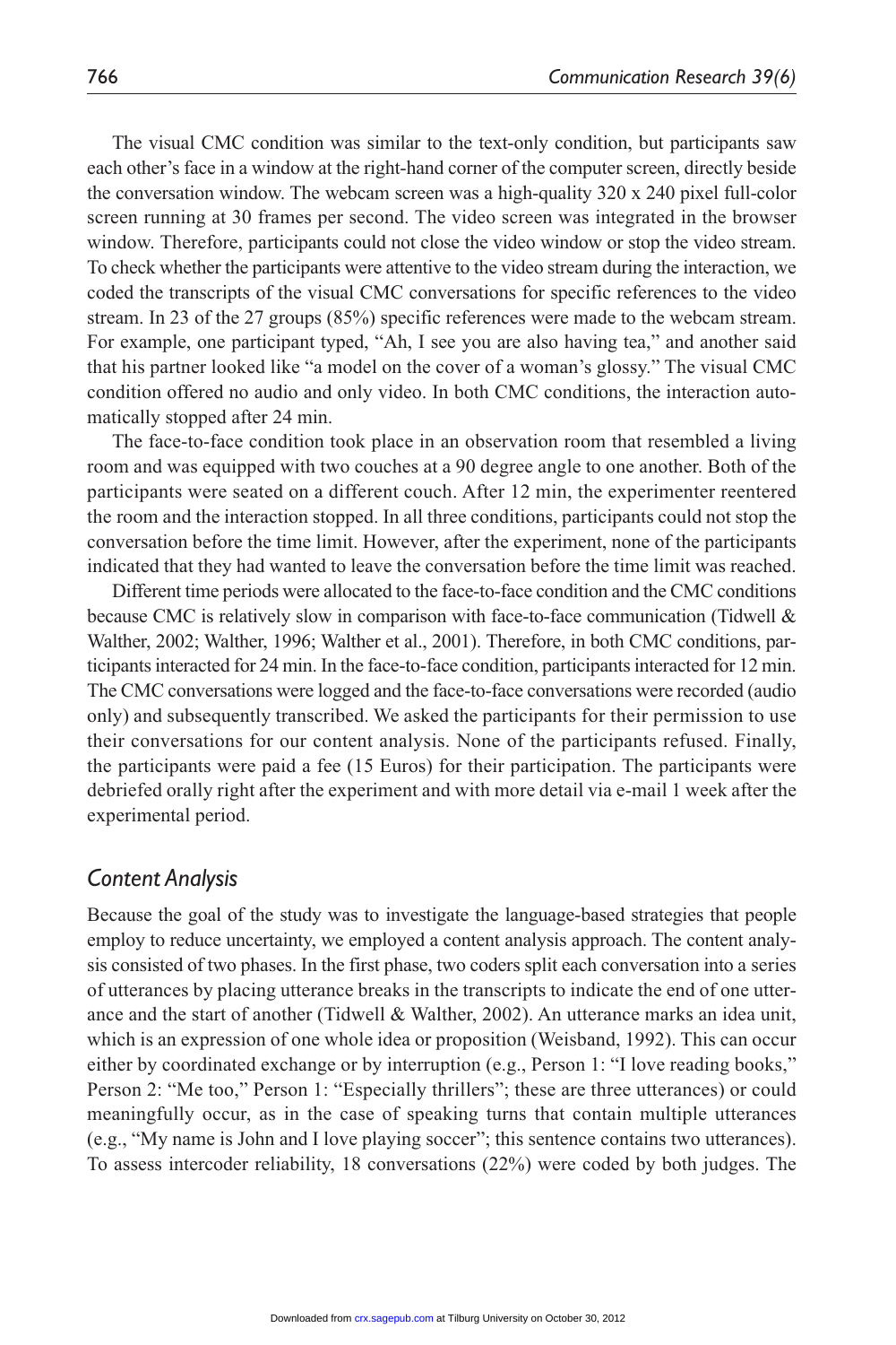The visual CMC condition was similar to the text-only condition, but participants saw each other's face in a window at the right-hand corner of the computer screen, directly beside the conversation window. The webcam screen was a high-quality 320 x 240 pixel full-color screen running at 30 frames per second. The video screen was integrated in the browser window. Therefore, participants could not close the video window or stop the video stream. To check whether the participants were attentive to the video stream during the interaction, we coded the transcripts of the visual CMC conversations for specific references to the video stream. In 23 of the 27 groups (85%) specific references were made to the webcam stream. For example, one participant typed, "Ah, I see you are also having tea," and another said that his partner looked like "a model on the cover of a woman's glossy." The visual CMC condition offered no audio and only video. In both CMC conditions, the interaction automatically stopped after 24 min.

The face-to-face condition took place in an observation room that resembled a living room and was equipped with two couches at a 90 degree angle to one another. Both of the participants were seated on a different couch. After 12 min, the experimenter reentered the room and the interaction stopped. In all three conditions, participants could not stop the conversation before the time limit. However, after the experiment, none of the participants indicated that they had wanted to leave the conversation before the time limit was reached.

Different time periods were allocated to the face-to-face condition and the CMC conditions because CMC is relatively slow in comparison with face-to-face communication (Tidwell & Walther, 2002; Walther, 1996; Walther et al., 2001). Therefore, in both CMC conditions, participants interacted for 24 min. In the face-to-face condition, participants interacted for 12 min. The CMC conversations were logged and the face-to-face conversations were recorded (audio only) and subsequently transcribed. We asked the participants for their permission to use their conversations for our content analysis. None of the participants refused. Finally, the participants were paid a fee (15 Euros) for their participation. The participants were debriefed orally right after the experiment and with more detail via e-mail 1 week after the experimental period.

## *Content Analysis*

Because the goal of the study was to investigate the language-based strategies that people employ to reduce uncertainty, we employed a content analysis approach. The content analysis consisted of two phases. In the first phase, two coders split each conversation into a series of utterances by placing utterance breaks in the transcripts to indicate the end of one utterance and the start of another (Tidwell & Walther, 2002). An utterance marks an idea unit, which is an expression of one whole idea or proposition (Weisband, 1992). This can occur either by coordinated exchange or by interruption (e.g., Person 1: "I love reading books," Person 2: "Me too," Person 1: "Especially thrillers"; these are three utterances) or could meaningfully occur, as in the case of speaking turns that contain multiple utterances (e.g., "My name is John and I love playing soccer"; this sentence contains two utterances). To assess intercoder reliability, 18 conversations (22%) were coded by both judges. The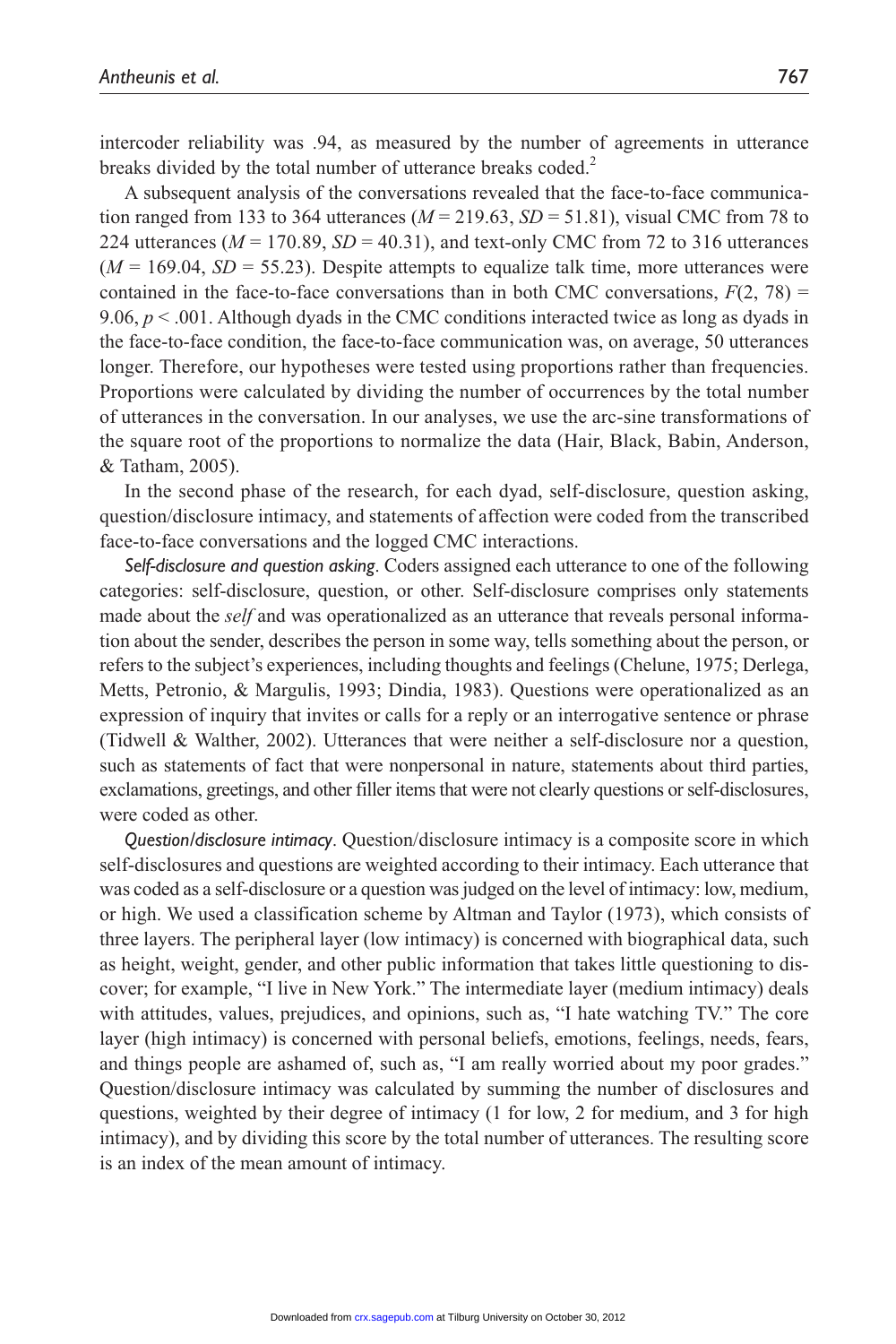intercoder reliability was .94, as measured by the number of agreements in utterance breaks divided by the total number of utterance breaks coded.[2]

A subsequent analysis of the conversations revealed that the face-to-face communication ranged from 133 to 364 utterances ($M = 219.63$, $SD = 51.81$), visual CMC from 78 to 224 utterances ($M = 170.89$, $SD = 40.31$), and text-only CMC from 72 to 316 utterances ($M = 169.04$, $SD = 55.23$). Despite attempts to equalize talk time, more utterances were contained in the face-to-face conversations than in both CMC conversations, $F(2, 78) = 9.06$, $p < .001$. Although dyads in the CMC conditions interacted twice as long as dyads in the face-to-face condition, the face-to-face communication was, on average, 50 utterances longer. Therefore, our hypotheses were tested using proportions rather than frequencies. Proportions were calculated by dividing the number of occurrences by the total number of utterances in the conversation. In our analyses, we use the arc-sine transformations of the square root of the proportions to normalize the data (Hair, Black, Babin, Anderson, & Tatham, 2005).

In the second phase of the research, for each dyad, self-disclosure, question asking, question/disclosure intimacy, and statements of affection were coded from the transcribed face-to-face conversations and the logged CMC interactions.

*Self-disclosure and question asking*. Coders assigned each utterance to one of the following categories: self-disclosure, question, or other. Self-disclosure comprises only statements made about the *self* and was operationalized as an utterance that reveals personal information about the sender, describes the person in some way, tells something about the person, or refers to the subject's experiences, including thoughts and feelings (Chelune, 1975; Derlega, Metts, Petronio, & Margulis, 1993; Dindia, 1983). Questions were operationalized as an expression of inquiry that invites or calls for a reply or an interrogative sentence or phrase (Tidwell & Walther, 2002). Utterances that were neither a self-disclosure nor a question, such as statements of fact that were nonpersonal in nature, statements about third parties, exclamations, greetings, and other filler items that were not clearly questions or self-disclosures, were coded as other.

*Question/disclosure intimacy*. Question/disclosure intimacy is a composite score in which self-disclosures and questions are weighted according to their intimacy. Each utterance that was coded as a self-disclosure or a question was judged on the level of intimacy: low, medium, or high. We used a classification scheme by Altman and Taylor (1973), which consists of three layers. The peripheral layer (low intimacy) is concerned with biographical data, such as height, weight, gender, and other public information that takes little questioning to discover; for example, "I live in New York." The intermediate layer (medium intimacy) deals with attitudes, values, prejudices, and opinions, such as, "I hate watching TV." The core layer (high intimacy) is concerned with personal beliefs, emotions, feelings, needs, fears, and things people are ashamed of, such as, "I am really worried about my poor grades." Question/disclosure intimacy was calculated by summing the number of disclosures and questions, weighted by their degree of intimacy (1 for low, 2 for medium, and 3 for high intimacy), and by dividing this score by the total number of utterances. The resulting score is an index of the mean amount of intimacy.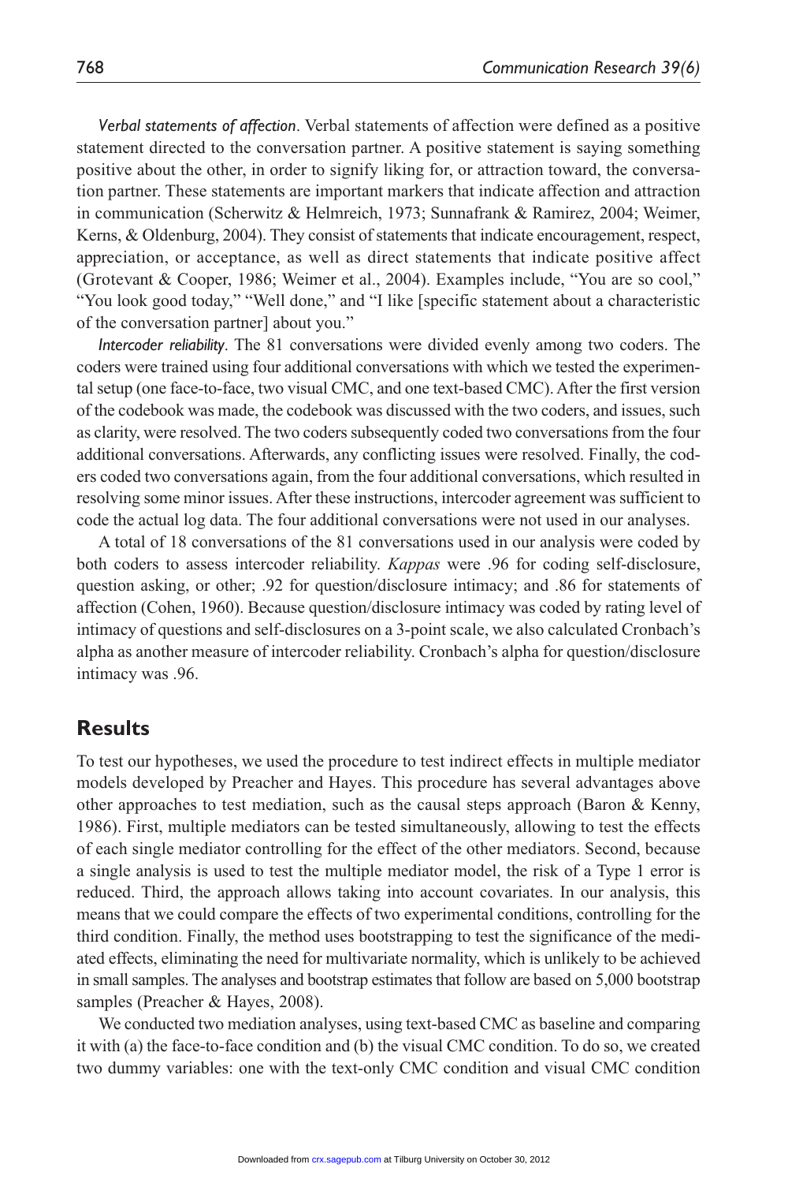*Verbal statements of affection*. Verbal statements of affection were defined as a positive statement directed to the conversation partner. A positive statement is saying something positive about the other, in order to signify liking for, or attraction toward, the conversation partner. These statements are important markers that indicate affection and attraction in communication (Scherwitz & Helmreich, 1973; Sunnafrank & Ramirez, 2004; Weimer, Kerns, & Oldenburg, 2004). They consist of statements that indicate encouragement, respect, appreciation, or acceptance, as well as direct statements that indicate positive affect (Grotevant & Cooper, 1986; Weimer et al., 2004). Examples include, "You are so cool," "You look good today," "Well done," and "I like [specific statement about a characteristic of the conversation partner] about you."

*Intercoder reliability*. The 81 conversations were divided evenly among two coders. The coders were trained using four additional conversations with which we tested the experimental setup (one face-to-face, two visual CMC, and one text-based CMC). After the first version of the codebook was made, the codebook was discussed with the two coders, and issues, such as clarity, were resolved. The two coders subsequently coded two conversations from the four additional conversations. Afterwards, any conflicting issues were resolved. Finally, the coders coded two conversations again, from the four additional conversations, which resulted in resolving some minor issues. After these instructions, intercoder agreement was sufficient to code the actual log data. The four additional conversations were not used in our analyses.

A total of 18 conversations of the 81 conversations used in our analysis were coded by both coders to assess intercoder reliability. *Kappas* were .96 for coding self-disclosure, question asking, or other; .92 for question/disclosure intimacy; and .86 for statements of affection (Cohen, 1960). Because question/disclosure intimacy was coded by rating level of intimacy of questions and self-disclosures on a 3-point scale, we also calculated Cronbach's alpha as another measure of intercoder reliability. Cronbach's alpha for question/disclosure intimacy was .96.

## Results

To test our hypotheses, we used the procedure to test indirect effects in multiple mediator models developed by Preacher and Hayes. This procedure has several advantages above other approaches to test mediation, such as the causal steps approach (Baron & Kenny, 1986). First, multiple mediators can be tested simultaneously, allowing to test the effects of each single mediator controlling for the effect of the other mediators. Second, because a single analysis is used to test the multiple mediator model, the risk of a Type 1 error is reduced. Third, the approach allows taking into account covariates. In our analysis, this means that we could compare the effects of two experimental conditions, controlling for the third condition. Finally, the method uses bootstrapping to test the significance of the mediated effects, eliminating the need for multivariate normality, which is unlikely to be achieved in small samples. The analyses and bootstrap estimates that follow are based on 5,000 bootstrap samples (Preacher & Hayes, 2008).

We conducted two mediation analyses, using text-based CMC as baseline and comparing it with (a) the face-to-face condition and (b) the visual CMC condition. To do so, we created two dummy variables: one with the text-only CMC condition and visual CMC condition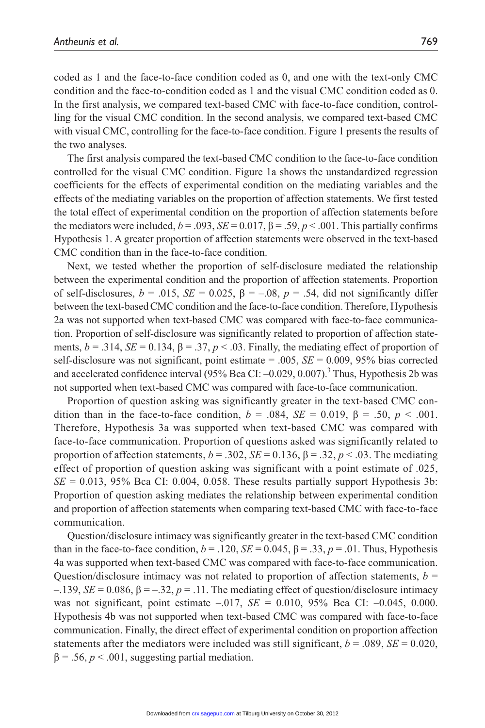coded as 1 and the face-to-face condition coded as 0, and one with the text-only CMC condition and the face-to-condition coded as 1 and the visual CMC condition coded as 0. In the first analysis, we compared text-based CMC with face-to-face condition, controlling for the visual CMC condition. In the second analysis, we compared text-based CMC with visual CMC, controlling for the face-to-face condition. Figure 1 presents the results of the two analyses.

The first analysis compared the text-based CMC condition to the face-to-face condition controlled for the visual CMC condition. Figure 1a shows the unstandardized regression coefficients for the effects of experimental condition on the mediating variables and the effects of the mediating variables on the proportion of affection statements. We first tested the total effect of experimental condition on the proportion of affection statements before the mediators were included, $b = .093$, $SE = 0.017$, $\beta = .59$, $p < .001$. This partially confirms Hypothesis 1. A greater proportion of affection statements were observed in the text-based CMC condition than in the face-to-face condition.

Next, we tested whether the proportion of self-disclosure mediated the relationship between the experimental condition and the proportion of affection statements. Proportion of self-disclosures, $b = .015$, $SE = 0.025$, $\beta = -.08$, $p = .54$, did not significantly differ between the text-based CMC condition and the face-to-face condition. Therefore, Hypothesis 2a was not supported when text-based CMC was compared with face-to-face communication. Proportion of self-disclosure was significantly related to proportion of affection statements, $b = .314$, $SE = 0.134$, $\beta = .37$, $p < .03$. Finally, the mediating effect of proportion of self-disclosure was not significant, point estimate = .005, $SE = 0.009$, 95% bias corrected and accelerated confidence interval (95% Bca CI: –0.029, 0.007).[3] Thus, Hypothesis 2b was not supported when text-based CMC was compared with face-to-face communication.

Proportion of question asking was significantly greater in the text-based CMC condition than in the face-to-face condition, $b = .084$, $SE = 0.019$, $\beta = .50$, $p < .001$. Therefore, Hypothesis 3a was supported when text-based CMC was compared with face-to-face communication. Proportion of questions asked was significantly related to proportion of affection statements, $b = .302$, $SE = 0.136$, $\beta = .32$, $p < .03$. The mediating effect of proportion of question asking was significant with a point estimate of .025, $SE = 0.013$, 95% Bca CI: 0.004, 0.058. These results partially support Hypothesis 3b: Proportion of question asking mediates the relationship between experimental condition and proportion of affection statements when comparing text-based CMC with face-to-face communication.

Question/disclosure intimacy was significantly greater in the text-based CMC condition than in the face-to-face condition, $b = .120$, $SE = 0.045$, $\beta = .33$, $p = .01$. Thus, Hypothesis 4a was supported when text-based CMC was compared with face-to-face communication. Question/disclosure intimacy was not related to proportion of affection statements, $b = -.139$, $SE = 0.086$, $\beta = -.32$, $p = .11$. The mediating effect of question/disclosure intimacy was not significant, point estimate –.017, $SE = 0.010$, 95% Bca CI: –0.045, 0.000. Hypothesis 4b was not supported when text-based CMC was compared with face-to-face communication. Finally, the direct effect of experimental condition on proportion affection statements after the mediators were included was still significant, $b = .089$, $SE = 0.020$, $\beta = .56$, $p < .001$, suggesting partial mediation.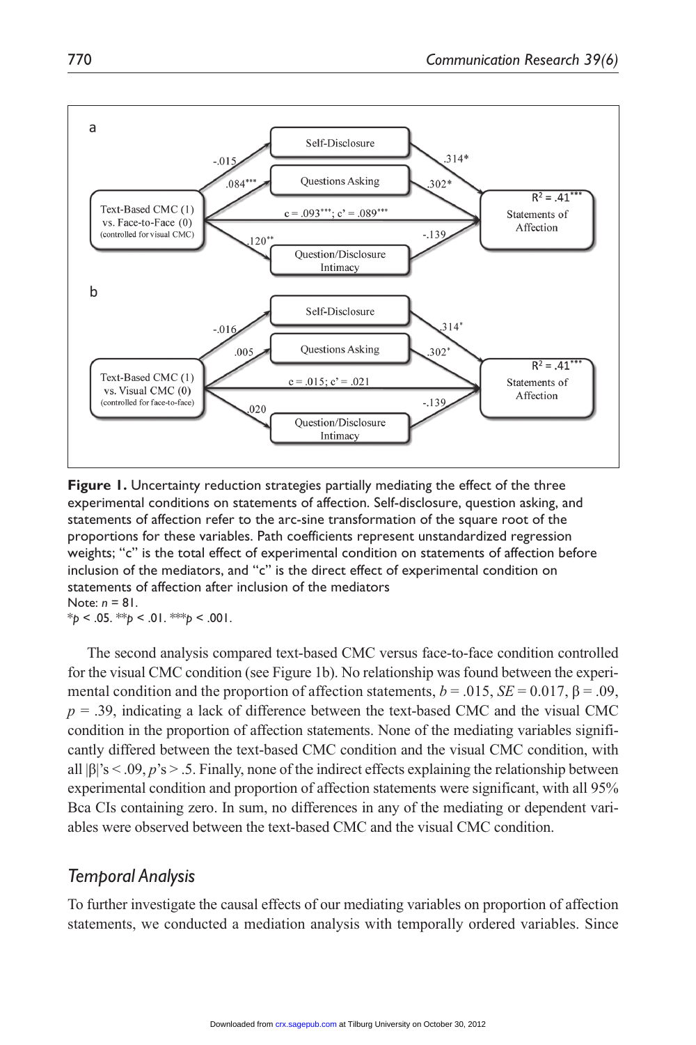**Figure 1.** Uncertainty reduction strategies partially mediating the effect of the three experimental conditions on statements of affection. Self-disclosure, question asking, and statements of affection refer to the arc-sine transformation of the square root of the proportions for these variables. Path coefficients represent unstandardized regression weights; "c" is the total effect of experimental condition on statements of affection before inclusion of the mediators, and "c" is the direct effect of experimental condition on statements of affection after inclusion of the mediators
Note: $n = 81$.
$^{*}p < .05$. $^{**}p < .01$. $^{***}p < .001$.

The second analysis compared text-based CMC versus face-to-face condition controlled for the visual CMC condition (see Figure 1b). No relationship was found between the experimental condition and the proportion of affection statements, $b = .015$, $SE = 0.017$, $\beta = .09$, $p = .39$, indicating a lack of difference between the text-based CMC and the visual CMC condition in the proportion of affection statements. None of the mediating variables significantly differed between the text-based CMC condition and the visual CMC condition, with all $|\beta|$'s $< .09$, $p$'s $> .5$. Finally, none of the indirect effects explaining the relationship between experimental condition and proportion of affection statements were significant, with all 95% Bca CIs containing zero. In sum, no differences in any of the mediating or dependent variables were observed between the text-based CMC and the visual CMC condition.

## *Temporal Analysis*

To further investigate the causal effects of our mediating variables on proportion of affection statements, we conducted a mediation analysis with temporally ordered variables. Since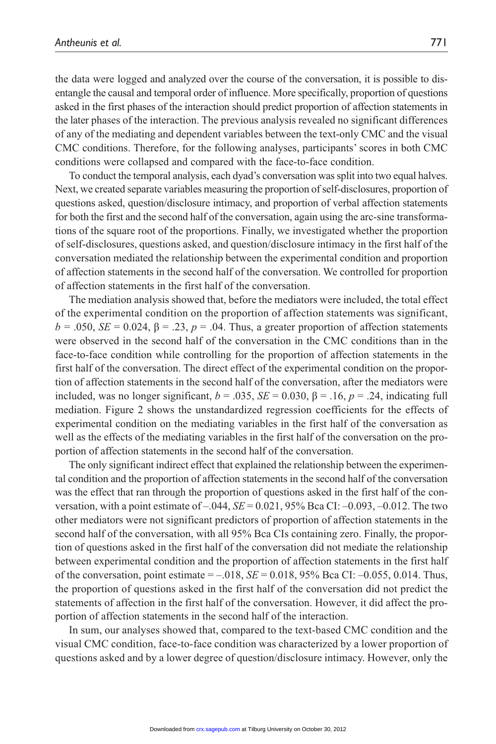the data were logged and analyzed over the course of the conversation, it is possible to disentangle the causal and temporal order of influence. More specifically, proportion of questions asked in the first phases of the interaction should predict proportion of affection statements in the later phases of the interaction. The previous analysis revealed no significant differences of any of the mediating and dependent variables between the text-only CMC and the visual CMC conditions. Therefore, for the following analyses, participants' scores in both CMC conditions were collapsed and compared with the face-to-face condition.

To conduct the temporal analysis, each dyad's conversation was split into two equal halves. Next, we created separate variables measuring the proportion of self-disclosures, proportion of questions asked, question/disclosure intimacy, and proportion of verbal affection statements for both the first and the second half of the conversation, again using the arc-sine transformations of the square root of the proportions. Finally, we investigated whether the proportion of self-disclosures, questions asked, and question/disclosure intimacy in the first half of the conversation mediated the relationship between the experimental condition and proportion of affection statements in the second half of the conversation. We controlled for proportion of affection statements in the first half of the conversation.

The mediation analysis showed that, before the mediators were included, the total effect of the experimental condition on the proportion of affection statements was significant, $b = .050$, $SE = 0.024$, $\beta = .23$, $p = .04$. Thus, a greater proportion of affection statements were observed in the second half of the conversation in the CMC conditions than in the face-to-face condition while controlling for the proportion of affection statements in the first half of the conversation. The direct effect of the experimental condition on the proportion of affection statements in the second half of the conversation, after the mediators were included, was no longer significant, $b = .035$, $SE = 0.030$, $\beta = .16$, $p = .24$, indicating full mediation. Figure 2 shows the unstandardized regression coefficients for the effects of experimental condition on the mediating variables in the first half of the conversation as well as the effects of the mediating variables in the first half of the conversation on the proportion of affection statements in the second half of the conversation.

The only significant indirect effect that explained the relationship between the experimental condition and the proportion of affection statements in the second half of the conversation was the effect that ran through the proportion of questions asked in the first half of the conversation, with a point estimate of –.044, $SE = 0.021$, 95% Bca CI: –0.093, –0.012. The two other mediators were not significant predictors of proportion of affection statements in the second half of the conversation, with all 95% Bca CIs containing zero. Finally, the proportion of questions asked in the first half of the conversation did not mediate the relationship between experimental condition and the proportion of affection statements in the first half of the conversation, point estimate = –.018, $SE = 0.018$, 95% Bca CI: –0.055, 0.014. Thus, the proportion of questions asked in the first half of the conversation did not predict the statements of affection in the first half of the conversation. However, it did affect the proportion of affection statements in the second half of the interaction.

In sum, our analyses showed that, compared to the text-based CMC condition and the visual CMC condition, face-to-face condition was characterized by a lower proportion of questions asked and by a lower degree of question/disclosure intimacy. However, only the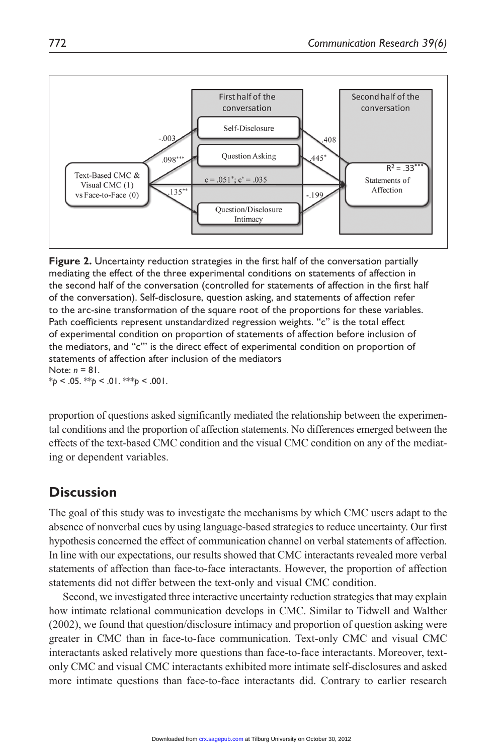**Figure 2.** Uncertainty reduction strategies in the first half of the conversation partially mediating the effect of the three experimental conditions on statements of affection in the second half of the conversation (controlled for statements of affection in the first half of the conversation). Self-disclosure, question asking, and statements of affection refer to the arc-sine transformation of the square root of the proportions for these variables. Path coefficients represent unstandardized regression weights. "c" is the total effect of experimental condition on proportion of statements of affection before inclusion of the mediators, and "c'" is the direct effect of experimental condition on proportion of statements of affection after inclusion of the mediators

Note: $n = 81$.

$^{*}p < .05$. $^{**}p < .01$. $^{***}p < .001$.

proportion of questions asked significantly mediated the relationship between the experimental conditions and the proportion of affection statements. No differences emerged between the effects of the text-based CMC condition and the visual CMC condition on any of the mediating or dependent variables.

## Discussion

The goal of this study was to investigate the mechanisms by which CMC users adapt to the absence of nonverbal cues by using language-based strategies to reduce uncertainty. Our first hypothesis concerned the effect of communication channel on verbal statements of affection. In line with our expectations, our results showed that CMC interactants revealed more verbal statements of affection than face-to-face interactants. However, the proportion of affection statements did not differ between the text-only and visual CMC condition.

Second, we investigated three interactive uncertainty reduction strategies that may explain how intimate relational communication develops in CMC. Similar to Tidwell and Walther (2002), we found that question/disclosure intimacy and proportion of question asking were greater in CMC than in face-to-face communication. Text-only CMC and visual CMC interactants asked relatively more questions than face-to-face interactants. Moreover, text-only CMC and visual CMC interactants exhibited more intimate self-disclosures and asked more intimate questions than face-to-face interactants did. Contrary to earlier research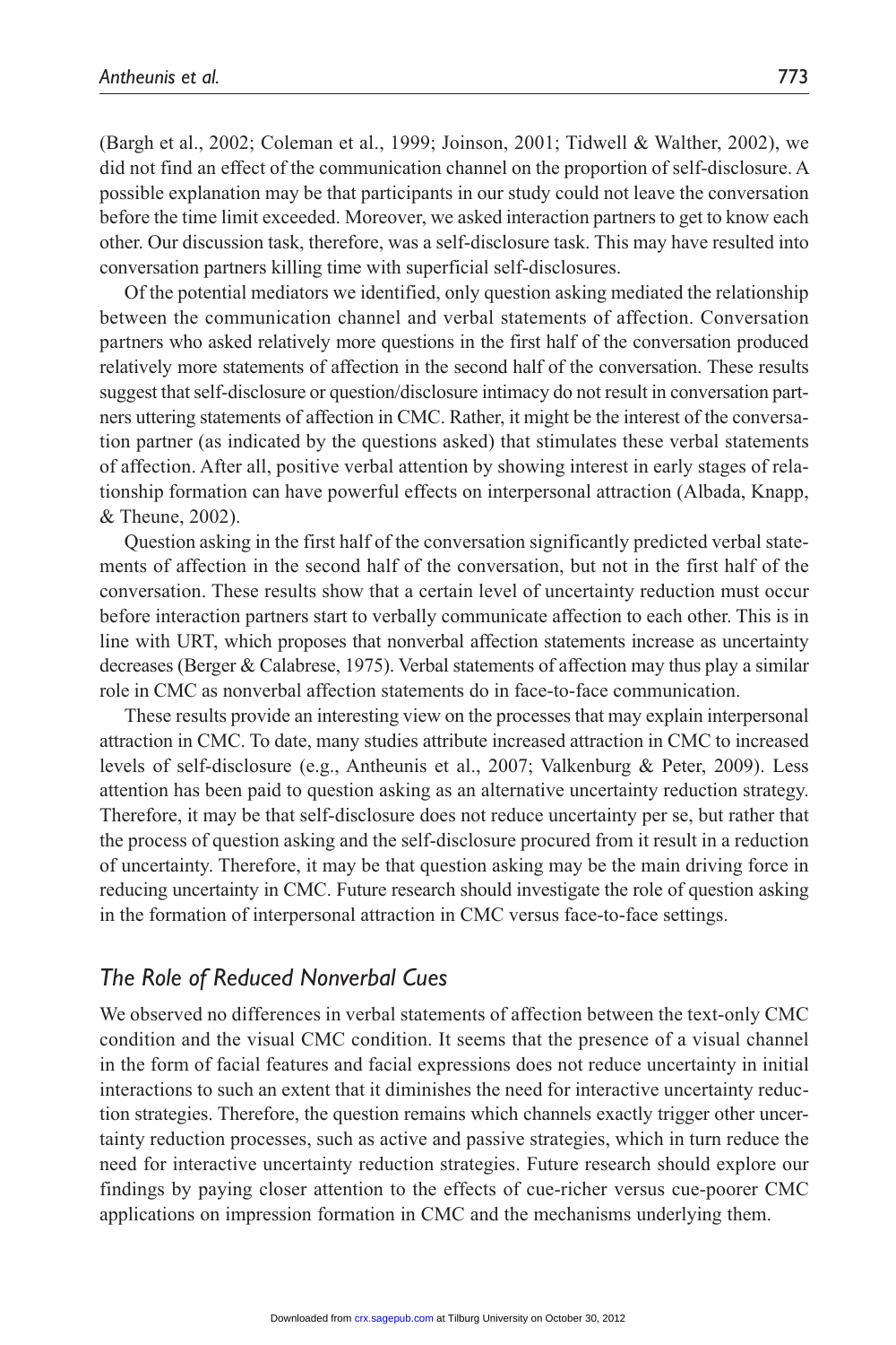(Bargh et al., 2002; Coleman et al., 1999; Joinson, 2001; Tidwell & Walther, 2002), we did not find an effect of the communication channel on the proportion of self-disclosure. A possible explanation may be that participants in our study could not leave the conversation before the time limit exceeded. Moreover, we asked interaction partners to get to know each other. Our discussion task, therefore, was a self-disclosure task. This may have resulted into conversation partners killing time with superficial self-disclosures.

Of the potential mediators we identified, only question asking mediated the relationship between the communication channel and verbal statements of affection. Conversation partners who asked relatively more questions in the first half of the conversation produced relatively more statements of affection in the second half of the conversation. These results suggest that self-disclosure or question/disclosure intimacy do not result in conversation partners uttering statements of affection in CMC. Rather, it might be the interest of the conversation partner (as indicated by the questions asked) that stimulates these verbal statements of affection. After all, positive verbal attention by showing interest in early stages of relationship formation can have powerful effects on interpersonal attraction (Albada, Knapp, & Theune, 2002).

Question asking in the first half of the conversation significantly predicted verbal statements of affection in the second half of the conversation, but not in the first half of the conversation. These results show that a certain level of uncertainty reduction must occur before interaction partners start to verbally communicate affection to each other. This is in line with URT, which proposes that nonverbal affection statements increase as uncertainty decreases (Berger & Calabrese, 1975). Verbal statements of affection may thus play a similar role in CMC as nonverbal affection statements do in face-to-face communication.

These results provide an interesting view on the processes that may explain interpersonal attraction in CMC. To date, many studies attribute increased attraction in CMC to increased levels of self-disclosure (e.g., Antheunis et al., 2007; Valkenburg & Peter, 2009). Less attention has been paid to question asking as an alternative uncertainty reduction strategy. Therefore, it may be that self-disclosure does not reduce uncertainty per se, but rather that the process of question asking and the self-disclosure procured from it result in a reduction of uncertainty. Therefore, it may be that question asking may be the main driving force in reducing uncertainty in CMC. Future research should investigate the role of question asking in the formation of interpersonal attraction in CMC versus face-to-face settings.

## *The Role of Reduced Nonverbal Cues*

We observed no differences in verbal statements of affection between the text-only CMC condition and the visual CMC condition. It seems that the presence of a visual channel in the form of facial features and facial expressions does not reduce uncertainty in initial interactions to such an extent that it diminishes the need for interactive uncertainty reduction strategies. Therefore, the question remains which channels exactly trigger other uncertainty reduction processes, such as active and passive strategies, which in turn reduce the need for interactive uncertainty reduction strategies. Future research should explore our findings by paying closer attention to the effects of cue-richer versus cue-poorer CMC applications on impression formation in CMC and the mechanisms underlying them.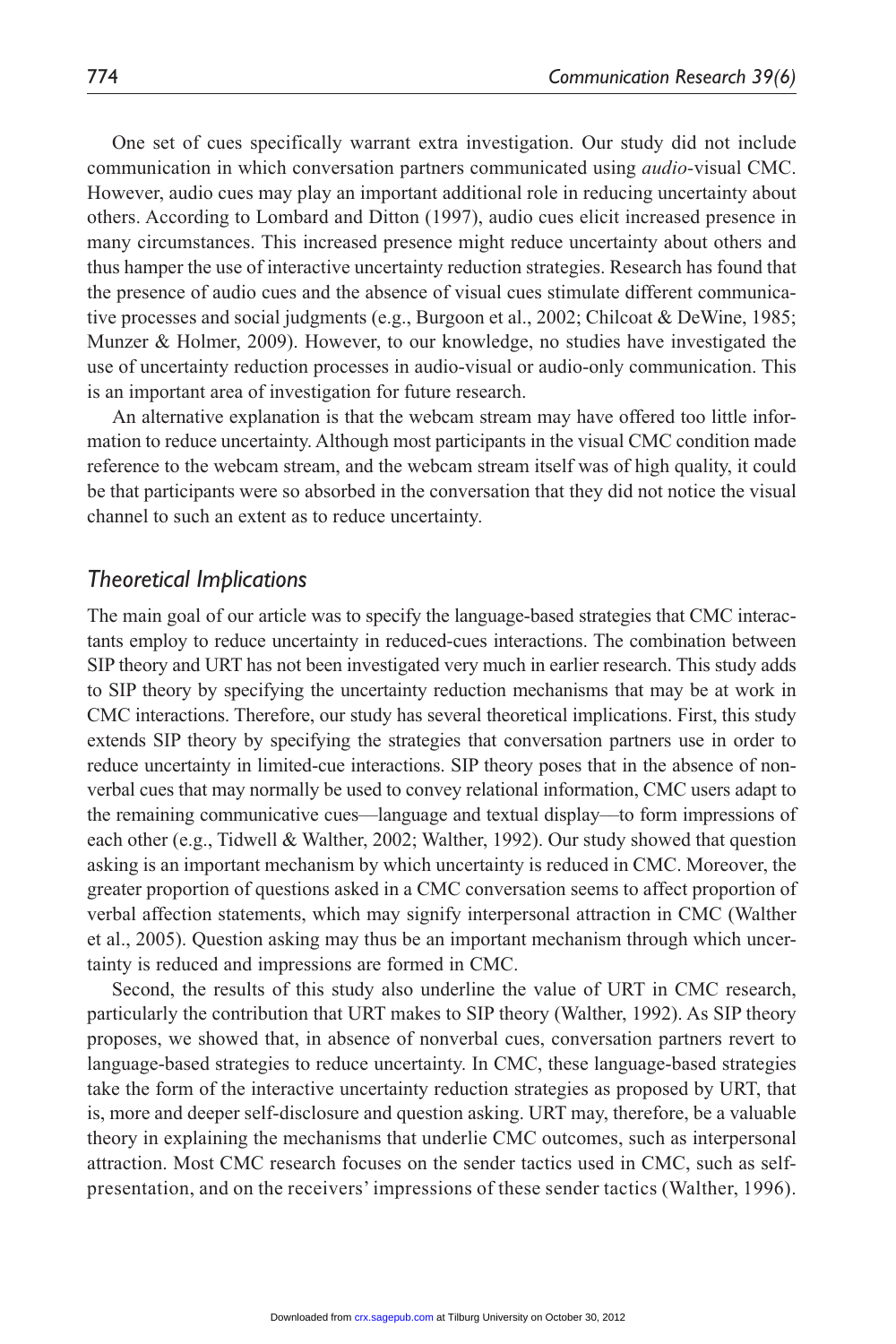One set of cues specifically warrant extra investigation. Our study did not include communication in which conversation partners communicated using *audio*-visual CMC. However, audio cues may play an important additional role in reducing uncertainty about others. According to Lombard and Ditton (1997), audio cues elicit increased presence in many circumstances. This increased presence might reduce uncertainty about others and thus hamper the use of interactive uncertainty reduction strategies. Research has found that the presence of audio cues and the absence of visual cues stimulate different communicative processes and social judgments (e.g., Burgoon et al., 2002; Chilcoat & DeWine, 1985; Munzer & Holmer, 2009). However, to our knowledge, no studies have investigated the use of uncertainty reduction processes in audio-visual or audio-only communication. This is an important area of investigation for future research.

An alternative explanation is that the webcam stream may have offered too little information to reduce uncertainty. Although most participants in the visual CMC condition made reference to the webcam stream, and the webcam stream itself was of high quality, it could be that participants were so absorbed in the conversation that they did not notice the visual channel to such an extent as to reduce uncertainty.

## *Theoretical Implications*

The main goal of our article was to specify the language-based strategies that CMC interactants employ to reduce uncertainty in reduced-cues interactions. The combination between SIP theory and URT has not been investigated very much in earlier research. This study adds to SIP theory by specifying the uncertainty reduction mechanisms that may be at work in CMC interactions. Therefore, our study has several theoretical implications. First, this study extends SIP theory by specifying the strategies that conversation partners use in order to reduce uncertainty in limited-cue interactions. SIP theory poses that in the absence of nonverbal cues that may normally be used to convey relational information, CMC users adapt to the remaining communicative cues—language and textual display—to form impressions of each other (e.g., Tidwell & Walther, 2002; Walther, 1992). Our study showed that question asking is an important mechanism by which uncertainty is reduced in CMC. Moreover, the greater proportion of questions asked in a CMC conversation seems to affect proportion of verbal affection statements, which may signify interpersonal attraction in CMC (Walther et al., 2005). Question asking may thus be an important mechanism through which uncertainty is reduced and impressions are formed in CMC.

Second, the results of this study also underline the value of URT in CMC research, particularly the contribution that URT makes to SIP theory (Walther, 1992). As SIP theory proposes, we showed that, in absence of nonverbal cues, conversation partners revert to language-based strategies to reduce uncertainty. In CMC, these language-based strategies take the form of the interactive uncertainty reduction strategies as proposed by URT, that is, more and deeper self-disclosure and question asking. URT may, therefore, be a valuable theory in explaining the mechanisms that underlie CMC outcomes, such as interpersonal attraction. Most CMC research focuses on the sender tactics used in CMC, such as self-presentation, and on the receivers' impressions of these sender tactics (Walther, 1996).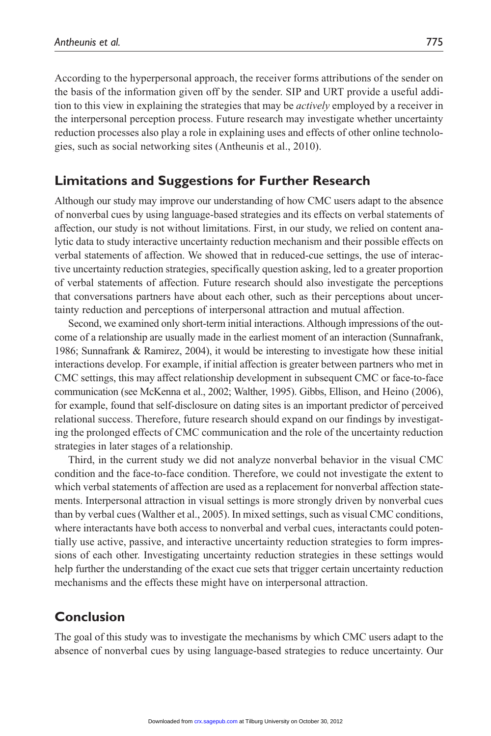According to the hyperpersonal approach, the receiver forms attributions of the sender on the basis of the information given off by the sender. SIP and URT provide a useful addition to this view in explaining the strategies that may be *actively* employed by a receiver in the interpersonal perception process. Future research may investigate whether uncertainty reduction processes also play a role in explaining uses and effects of other online technologies, such as social networking sites (Antheunis et al., 2010).

## Limitations and Suggestions for Further Research

Although our study may improve our understanding of how CMC users adapt to the absence of nonverbal cues by using language-based strategies and its effects on verbal statements of affection, our study is not without limitations. First, in our study, we relied on content analytic data to study interactive uncertainty reduction mechanism and their possible effects on verbal statements of affection. We showed that in reduced-cue settings, the use of interactive uncertainty reduction strategies, specifically question asking, led to a greater proportion of verbal statements of affection. Future research should also investigate the perceptions that conversations partners have about each other, such as their perceptions about uncertainty reduction and perceptions of interpersonal attraction and mutual affection.

Second, we examined only short-term initial interactions. Although impressions of the outcome of a relationship are usually made in the earliest moment of an interaction (Sunnafrank, 1986; Sunnafrank & Ramirez, 2004), it would be interesting to investigate how these initial interactions develop. For example, if initial affection is greater between partners who met in CMC settings, this may affect relationship development in subsequent CMC or face-to-face communication (see McKenna et al., 2002; Walther, 1995). Gibbs, Ellison, and Heino (2006), for example, found that self-disclosure on dating sites is an important predictor of perceived relational success. Therefore, future research should expand on our findings by investigating the prolonged effects of CMC communication and the role of the uncertainty reduction strategies in later stages of a relationship.

Third, in the current study we did not analyze nonverbal behavior in the visual CMC condition and the face-to-face condition. Therefore, we could not investigate the extent to which verbal statements of affection are used as a replacement for nonverbal affection statements. Interpersonal attraction in visual settings is more strongly driven by nonverbal cues than by verbal cues (Walther et al., 2005). In mixed settings, such as visual CMC conditions, where interactants have both access to nonverbal and verbal cues, interactants could potentially use active, passive, and interactive uncertainty reduction strategies to form impressions of each other. Investigating uncertainty reduction strategies in these settings would help further the understanding of the exact cue sets that trigger certain uncertainty reduction mechanisms and the effects these might have on interpersonal attraction.

## Conclusion

The goal of this study was to investigate the mechanisms by which CMC users adapt to the absence of nonverbal cues by using language-based strategies to reduce uncertainty. Our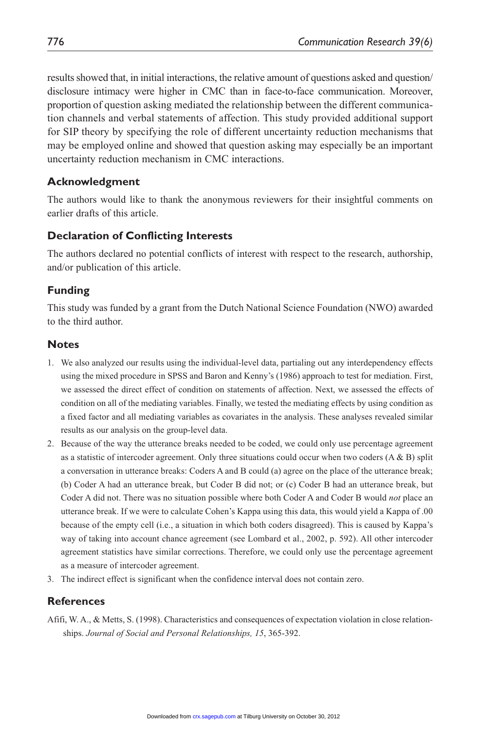results showed that, in initial interactions, the relative amount of questions asked and question/disclosure intimacy were higher in CMC than in face-to-face communication. Moreover, proportion of question asking mediated the relationship between the different communication channels and verbal statements of affection. This study provided additional support for SIP theory by specifying the role of different uncertainty reduction mechanisms that may be employed online and showed that question asking may especially be an important uncertainty reduction mechanism in CMC interactions.

## Acknowledgment

The authors would like to thank the anonymous reviewers for their insightful comments on earlier drafts of this article.

## Declaration of Conflicting Interests

The authors declared no potential conflicts of interest with respect to the research, authorship, and/or publication of this article.

## Funding

This study was funded by a grant from the Dutch National Science Foundation (NWO) awarded to the third author.

## Notes

1. We also analyzed our results using the individual-level data, partialing out any interdependency effects using the mixed procedure in SPSS and Baron and Kenny's (1986) approach to test for mediation. First, we assessed the direct effect of condition on statements of affection. Next, we assessed the effects of condition on all of the mediating variables. Finally, we tested the mediating effects by using condition as a fixed factor and all mediating variables as covariates in the analysis. These analyses revealed similar results as our analysis on the group-level data.
2. Because of the way the utterance breaks needed to be coded, we could only use percentage agreement as a statistic of intercoder agreement. Only three situations could occur when two coders (A & B) split a conversation in utterance breaks: Coders A and B could (a) agree on the place of the utterance break; (b) Coder A had an utterance break, but Coder B did not; or (c) Coder B had an utterance break, but Coder A did not. There was no situation possible where both Coder A and Coder B would *not* place an utterance break. If we were to calculate Cohen's Kappa using this data, this would yield a Kappa of .00 because of the empty cell (i.e., a situation in which both coders disagreed). This is caused by Kappa's way of taking into account chance agreement (see Lombard et al., 2002, p. 592). All other intercoder agreement statistics have similar corrections. Therefore, we could only use the percentage agreement as a measure of intercoder agreement.
3. The indirect effect is significant when the confidence interval does not contain zero.

## References

Afifi, W. A., & Metts, S. (1998). Characteristics and consequences of expectation violation in close relationships. *Journal of Social and Personal Relationships, 15*, 365-392.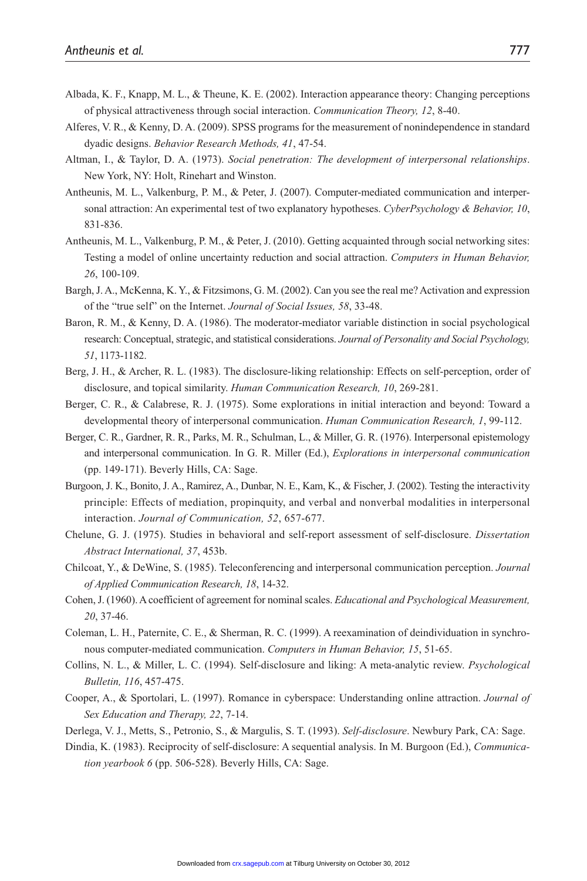Albada, K. F., Knapp, M. L., & Theune, K. E. (2002). Interaction appearance theory: Changing perceptions of physical attractiveness through social interaction. *Communication Theory, 12*, 8-40.

Alferes, V. R., & Kenny, D. A. (2009). SPSS programs for the measurement of nonindependence in standard dyadic designs. *Behavior Research Methods, 41*, 47-54.

Altman, I., & Taylor, D. A. (1973). *Social penetration: The development of interpersonal relationships*. New York, NY: Holt, Rinehart and Winston.

Antheunis, M. L., Valkenburg, P. M., & Peter, J. (2007). Computer-mediated communication and interpersonal attraction: An experimental test of two explanatory hypotheses. *CyberPsychology & Behavior, 10*, 831-836.

Antheunis, M. L., Valkenburg, P. M., & Peter, J. (2010). Getting acquainted through social networking sites: Testing a model of online uncertainty reduction and social attraction. *Computers in Human Behavior, 26*, 100-109.

Bargh, J. A., McKenna, K. Y., & Fitzsimons, G. M. (2002). Can you see the real me? Activation and expression of the "true self" on the Internet. *Journal of Social Issues, 58*, 33-48.

Baron, R. M., & Kenny, D. A. (1986). The moderator-mediator variable distinction in social psychological research: Conceptual, strategic, and statistical considerations. *Journal of Personality and Social Psychology, 51*, 1173-1182.

Berg, J. H., & Archer, R. L. (1983). The disclosure-liking relationship: Effects on self-perception, order of disclosure, and topical similarity. *Human Communication Research, 10*, 269-281.

Berger, C. R., & Calabrese, R. J. (1975). Some explorations in initial interaction and beyond: Toward a developmental theory of interpersonal communication. *Human Communication Research, 1*, 99-112.

Berger, C. R., Gardner, R. R., Parks, M. R., Schulman, L., & Miller, G. R. (1976). Interpersonal epistemology and interpersonal communication. In G. R. Miller (Ed.), *Explorations in interpersonal communication* (pp. 149-171). Beverly Hills, CA: Sage.

Burgoon, J. K., Bonito, J. A., Ramirez, A., Dunbar, N. E., Kam, K., & Fischer, J. (2002). Testing the interactivity principle: Effects of mediation, propinquity, and verbal and nonverbal modalities in interpersonal interaction. *Journal of Communication, 52*, 657-677.

Chelune, G. J. (1975). Studies in behavioral and self-report assessment of self-disclosure. *Dissertation Abstract International, 37*, 453b.

Chilcoat, Y., & DeWine, S. (1985). Teleconferencing and interpersonal communication perception. *Journal of Applied Communication Research, 18*, 14-32.

Cohen, J. (1960). A coefficient of agreement for nominal scales. *Educational and Psychological Measurement, 20*, 37-46.

Coleman, L. H., Paternite, C. E., & Sherman, R. C. (1999). A reexamination of deindividuation in synchronous computer-mediated communication. *Computers in Human Behavior, 15*, 51-65.

Collins, N. L., & Miller, L. C. (1994). Self-disclosure and liking: A meta-analytic review. *Psychological Bulletin, 116*, 457-475.

Cooper, A., & Sportolari, L. (1997). Romance in cyberspace: Understanding online attraction. *Journal of Sex Education and Therapy, 22*, 7-14.

Derlega, V. J., Metts, S., Petronio, S., & Margulis, S. T. (1993). *Self-disclosure*. Newbury Park, CA: Sage.

Dindia, K. (1983). Reciprocity of self-disclosure: A sequential analysis. In M. Burgoon (Ed.), *Communication yearbook 6* (pp. 506-528). Beverly Hills, CA: Sage.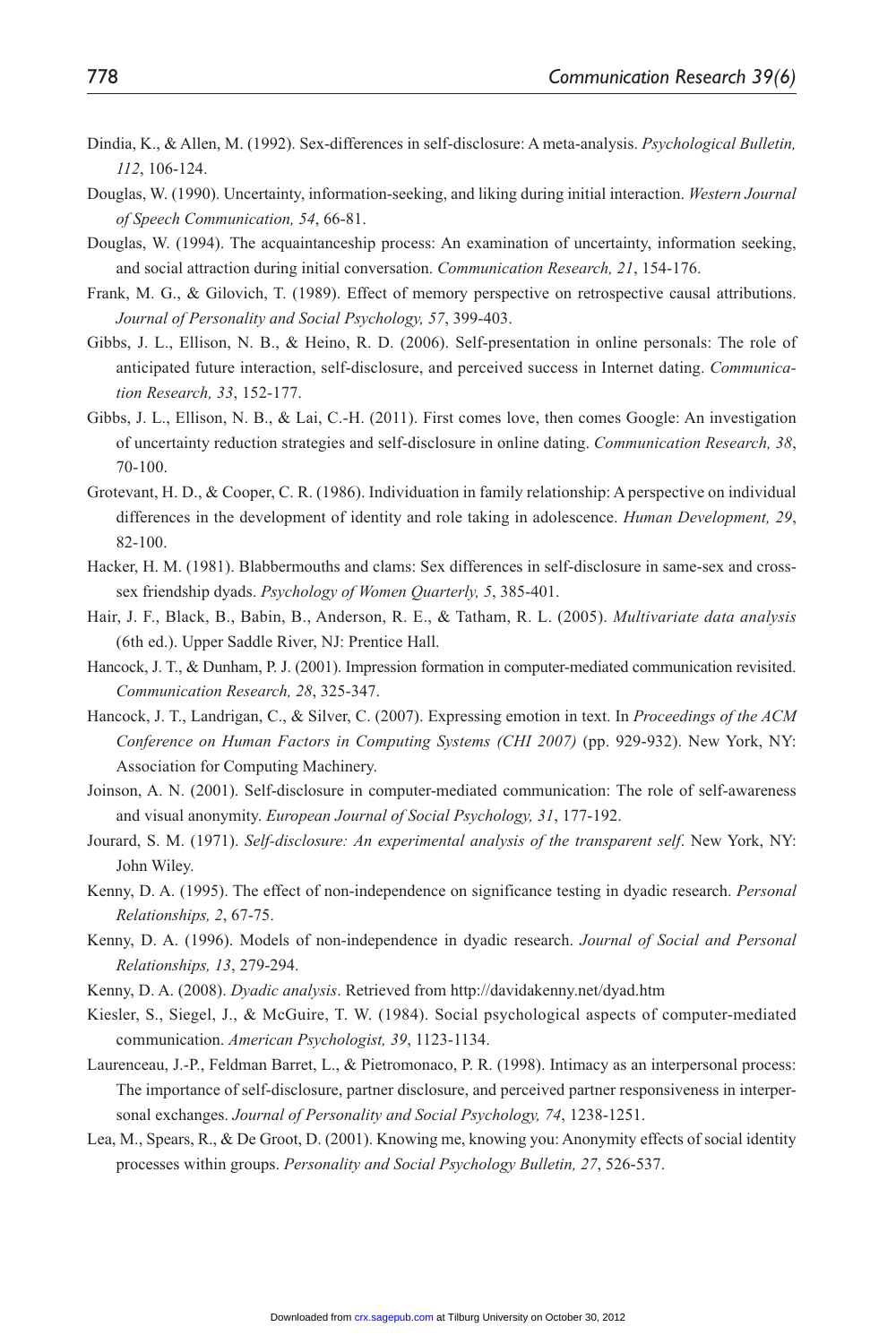Dindia, K., & Allen, M. (1992). Sex-differences in self-disclosure: A meta-analysis. *Psychological Bulletin, 112*, 106-124.

Douglas, W. (1990). Uncertainty, information-seeking, and liking during initial interaction. *Western Journal of Speech Communication, 54*, 66-81.

Douglas, W. (1994). The acquaintanceship process: An examination of uncertainty, information seeking, and social attraction during initial conversation. *Communication Research, 21*, 154-176.

Frank, M. G., & Gilovich, T. (1989). Effect of memory perspective on retrospective causal attributions. *Journal of Personality and Social Psychology, 57*, 399-403.

Gibbs, J. L., Ellison, N. B., & Heino, R. D. (2006). Self-presentation in online personals: The role of anticipated future interaction, self-disclosure, and perceived success in Internet dating. *Communication Research, 33*, 152-177.

Gibbs, J. L., Ellison, N. B., & Lai, C.-H. (2011). First comes love, then comes Google: An investigation of uncertainty reduction strategies and self-disclosure in online dating. *Communication Research, 38*, 70-100.

Grotevant, H. D., & Cooper, C. R. (1986). Individuation in family relationship: A perspective on individual differences in the development of identity and role taking in adolescence. *Human Development, 29*, 82-100.

Hacker, H. M. (1981). Blabbermouths and clams: Sex differences in self-disclosure in same-sex and cross-sex friendship dyads. *Psychology of Women Quarterly, 5*, 385-401.

Hair, J. F., Black, B., Babin, B., Anderson, R. E., & Tatham, R. L. (2005). *Multivariate data analysis* (6th ed.). Upper Saddle River, NJ: Prentice Hall.

Hancock, J. T., & Dunham, P. J. (2001). Impression formation in computer-mediated communication revisited. *Communication Research, 28*, 325-347.

Hancock, J. T., Landrigan, C., & Silver, C. (2007). Expressing emotion in text. In *Proceedings of the ACM Conference on Human Factors in Computing Systems (CHI 2007)* (pp. 929-932). New York, NY: Association for Computing Machinery.

Joinson, A. N. (2001). Self-disclosure in computer-mediated communication: The role of self-awareness and visual anonymity. *European Journal of Social Psychology, 31*, 177-192.

Jourard, S. M. (1971). *Self-disclosure: An experimental analysis of the transparent self*. New York, NY: John Wiley.

Kenny, D. A. (1995). The effect of non-independence on significance testing in dyadic research. *Personal Relationships, 2*, 67-75.

Kenny, D. A. (1996). Models of non-independence in dyadic research. *Journal of Social and Personal Relationships, 13*, 279-294.

Kenny, D. A. (2008). *Dyadic analysis*. Retrieved from http://davidakenny.net/dyad.htm

Kiesler, S., Siegel, J., & McGuire, T. W. (1984). Social psychological aspects of computer-mediated communication. *American Psychologist, 39*, 1123-1134.

Laurenceau, J.-P., Feldman Barret, L., & Pietromonaco, P. R. (1998). Intimacy as an interpersonal process: The importance of self-disclosure, partner disclosure, and perceived partner responsiveness in interpersonal exchanges. *Journal of Personality and Social Psychology, 74*, 1238-1251.

Lea, M., Spears, R., & De Groot, D. (2001). Knowing me, knowing you: Anonymity effects of social identity processes within groups. *Personality and Social Psychology Bulletin, 27*, 526-537.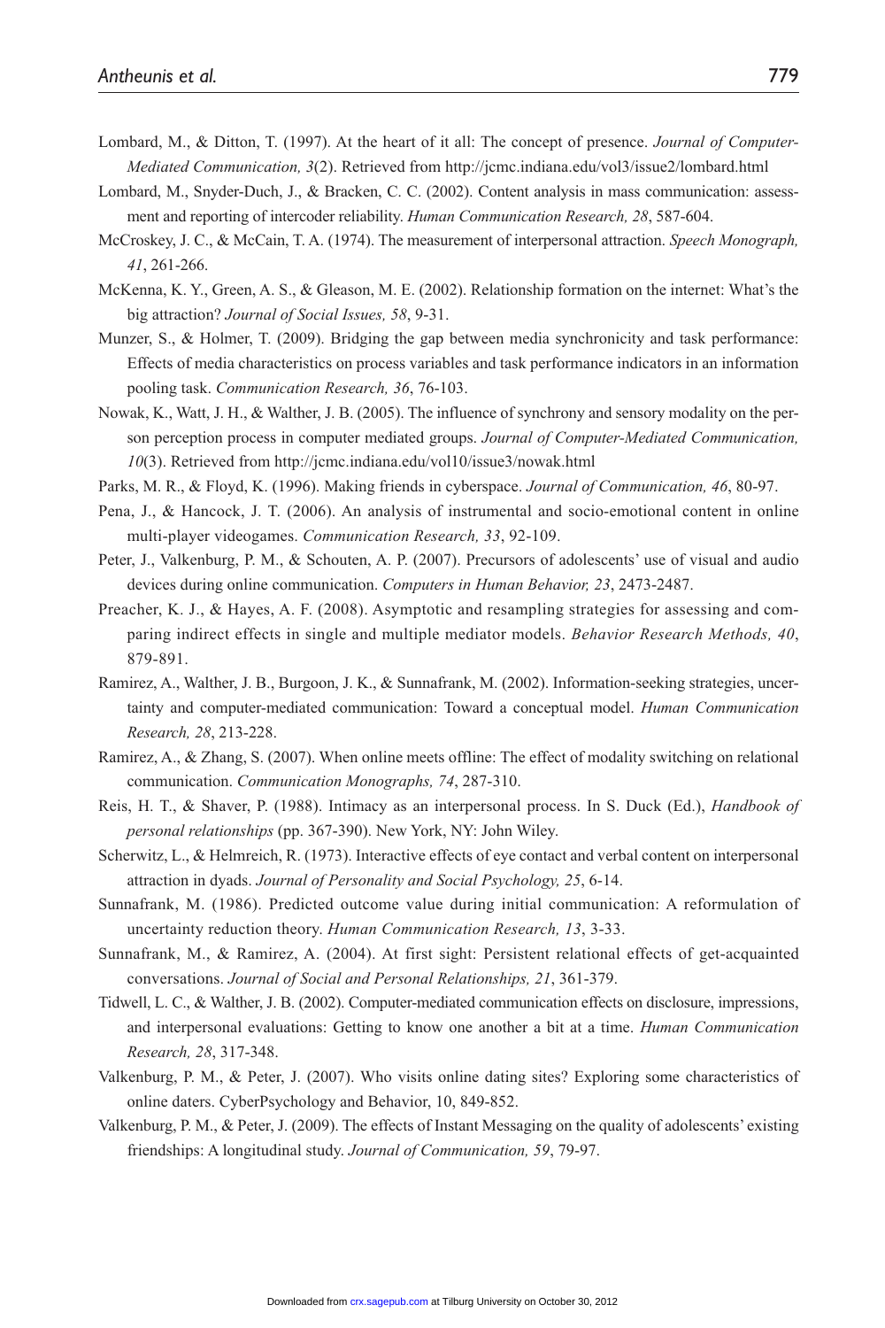Lombard, M., & Ditton, T. (1997). At the heart of it all: The concept of presence. *Journal of Computer-Mediated Communication, 3*(2). Retrieved from http://jcmc.indiana.edu/vol3/issue2/lombard.html

Lombard, M., Snyder-Duch, J., & Bracken, C. C. (2002). Content analysis in mass communication: assessment and reporting of intercoder reliability. *Human Communication Research, 28*, 587-604.

McCroskey, J. C., & McCain, T. A. (1974). The measurement of interpersonal attraction. *Speech Monograph, 41*, 261-266.

McKenna, K. Y., Green, A. S., & Gleason, M. E. (2002). Relationship formation on the internet: What's the big attraction? *Journal of Social Issues, 58*, 9-31.

Munzer, S., & Holmer, T. (2009). Bridging the gap between media synchronicity and task performance: Effects of media characteristics on process variables and task performance indicators in an information pooling task. *Communication Research, 36*, 76-103.

Nowak, K., Watt, J. H., & Walther, J. B. (2005). The influence of synchrony and sensory modality on the person perception process in computer mediated groups. *Journal of Computer-Mediated Communication, 10*(3). Retrieved from http://jcmc.indiana.edu/vol10/issue3/nowak.html

Parks, M. R., & Floyd, K. (1996). Making friends in cyberspace. *Journal of Communication, 46*, 80-97.

Pena, J., & Hancock, J. T. (2006). An analysis of instrumental and socio-emotional content in online multi-player videogames. *Communication Research, 33*, 92-109.

Peter, J., Valkenburg, P. M., & Schouten, A. P. (2007). Precursors of adolescents' use of visual and audio devices during online communication. *Computers in Human Behavior, 23*, 2473-2487.

Preacher, K. J., & Hayes, A. F. (2008). Asymptotic and resampling strategies for assessing and comparing indirect effects in single and multiple mediator models. *Behavior Research Methods, 40*, 879-891.

Ramirez, A., Walther, J. B., Burgoon, J. K., & Sunnafrank, M. (2002). Information-seeking strategies, uncertainty and computer-mediated communication: Toward a conceptual model. *Human Communication Research, 28*, 213-228.

Ramirez, A., & Zhang, S. (2007). When online meets offline: The effect of modality switching on relational communication. *Communication Monographs, 74*, 287-310.

Reis, H. T., & Shaver, P. (1988). Intimacy as an interpersonal process. In S. Duck (Ed.), *Handbook of personal relationships* (pp. 367-390). New York, NY: John Wiley.

Scherwitz, L., & Helmreich, R. (1973). Interactive effects of eye contact and verbal content on interpersonal attraction in dyads. *Journal of Personality and Social Psychology, 25*, 6-14.

Sunnafrank, M. (1986). Predicted outcome value during initial communication: A reformulation of uncertainty reduction theory. *Human Communication Research, 13*, 3-33.

Sunnafrank, M., & Ramirez, A. (2004). At first sight: Persistent relational effects of get-acquainted conversations. *Journal of Social and Personal Relationships, 21*, 361-379.

Tidwell, L. C., & Walther, J. B. (2002). Computer-mediated communication effects on disclosure, impressions, and interpersonal evaluations: Getting to know one another a bit at a time. *Human Communication Research, 28*, 317-348.

Valkenburg, P. M., & Peter, J. (2007). Who visits online dating sites? Exploring some characteristics of online daters. CyberPsychology and Behavior, 10, 849-852.

Valkenburg, P. M., & Peter, J. (2009). The effects of Instant Messaging on the quality of adolescents' existing friendships: A longitudinal study. *Journal of Communication, 59*, 79-97.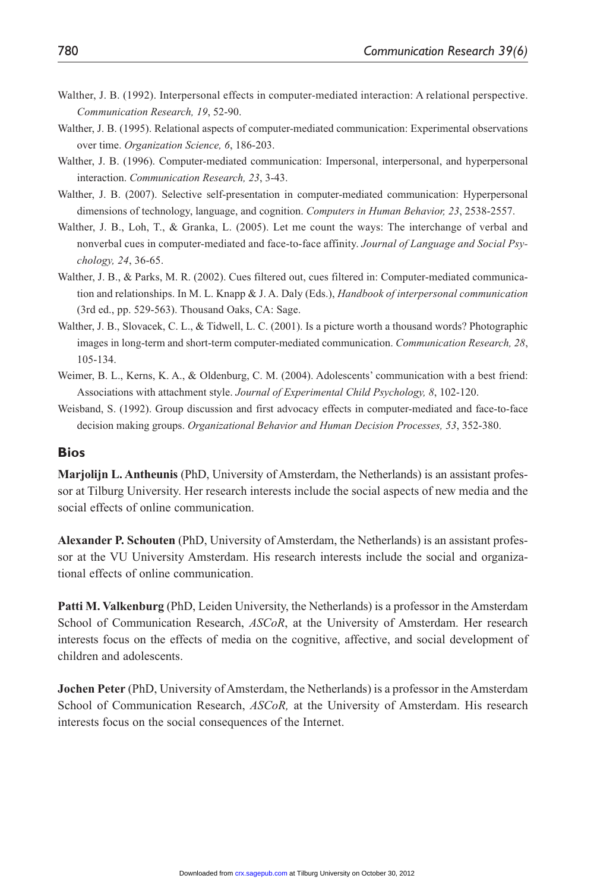Walther, J. B. (1992). Interpersonal effects in computer-mediated interaction: A relational perspective. *Communication Research, 19*, 52-90.

Walther, J. B. (1995). Relational aspects of computer-mediated communication: Experimental observations over time. *Organization Science, 6*, 186-203.

Walther, J. B. (1996). Computer-mediated communication: Impersonal, interpersonal, and hyperpersonal interaction. *Communication Research, 23*, 3-43.

Walther, J. B. (2007). Selective self-presentation in computer-mediated communication: Hyperpersonal dimensions of technology, language, and cognition. *Computers in Human Behavior, 23*, 2538-2557.

Walther, J. B., Loh, T., & Granka, L. (2005). Let me count the ways: The interchange of verbal and nonverbal cues in computer-mediated and face-to-face affinity. *Journal of Language and Social Psychology, 24*, 36-65.

Walther, J. B., & Parks, M. R. (2002). Cues filtered out, cues filtered in: Computer-mediated communication and relationships. In M. L. Knapp & J. A. Daly (Eds.), *Handbook of interpersonal communication* (3rd ed., pp. 529-563). Thousand Oaks, CA: Sage.

Walther, J. B., Slovacek, C. L., & Tidwell, L. C. (2001). Is a picture worth a thousand words? Photographic images in long-term and short-term computer-mediated communication. *Communication Research, 28*, 105-134.

Weimer, B. L., Kerns, K. A., & Oldenburg, C. M. (2004). Adolescents' communication with a best friend: Associations with attachment style. *Journal of Experimental Child Psychology, 8*, 102-120.

Weisband, S. (1992). Group discussion and first advocacy effects in computer-mediated and face-to-face decision making groups. *Organizational Behavior and Human Decision Processes, 53*, 352-380.

## Bios

**Marjolijn L. Antheunis** (PhD, University of Amsterdam, the Netherlands) is an assistant professor at Tilburg University. Her research interests include the social aspects of new media and the social effects of online communication.

**Alexander P. Schouten** (PhD, University of Amsterdam, the Netherlands) is an assistant professor at the VU University Amsterdam. His research interests include the social and organizational effects of online communication.

**Patti M. Valkenburg** (PhD, Leiden University, the Netherlands) is a professor in the Amsterdam School of Communication Research, *ASCoR*, at the University of Amsterdam. Her research interests focus on the effects of media on the cognitive, affective, and social development of children and adolescents.

**Jochen Peter** (PhD, University of Amsterdam, the Netherlands) is a professor in the Amsterdam School of Communication Research, *ASCoR,* at the University of Amsterdam. His research interests focus on the social consequences of the Internet.